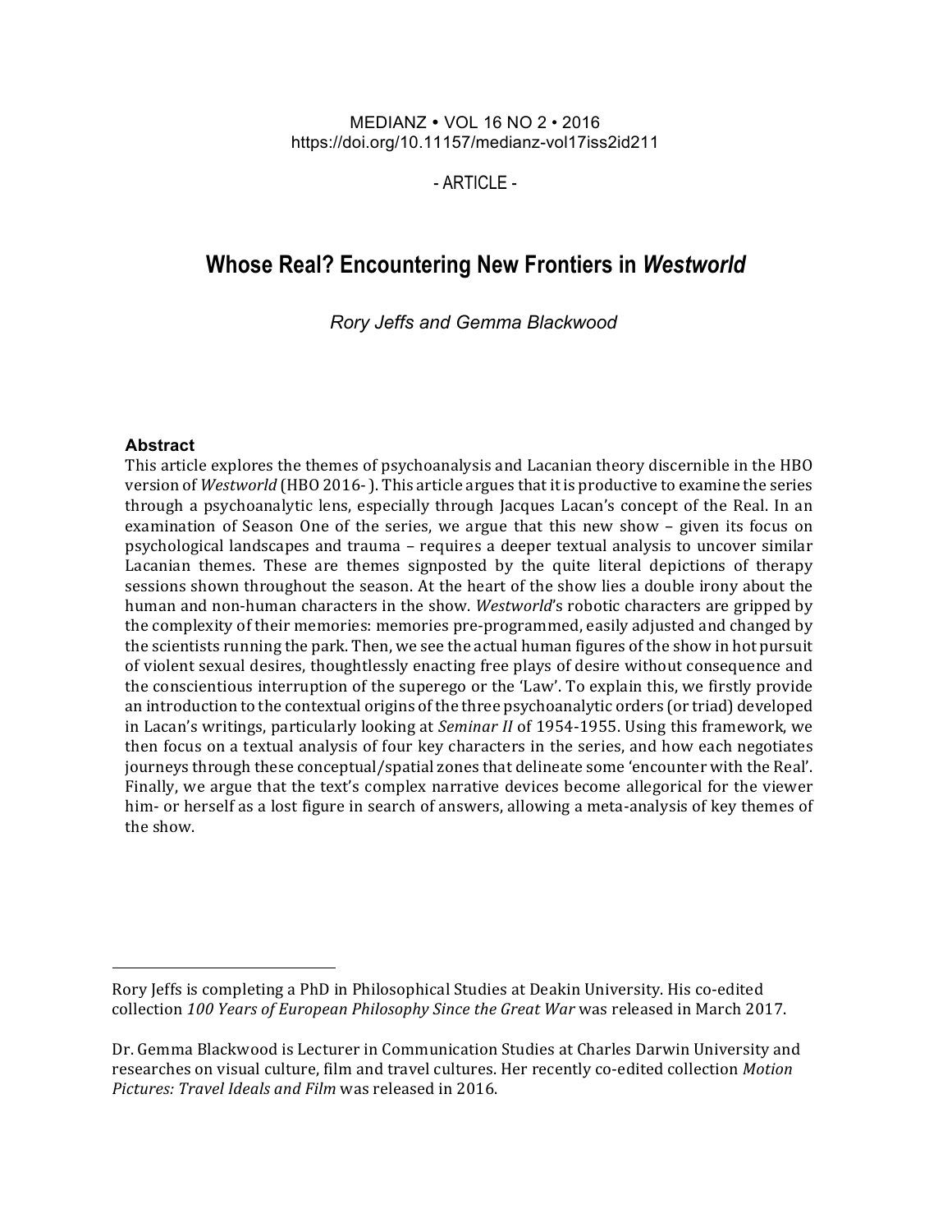MEDIANZ • VOL 16 NO 2 • 2016
https://doi.org/10.11157/medianz-vol17iss2id211

\- ARTICLE -

# Whose Real? Encountering New Frontiers in *Westworld*

*Rory Jeffs and Gemma Blackwood*

### Abstract

This article explores the themes of psychoanalysis and Lacanian theory discernible in the HBO version of *Westworld* (HBO 2016- ). This article argues that it is productive to examine the series through a psychoanalytic lens, especially through Jacques Lacan's concept of the Real. In an examination of Season One of the series, we argue that this new show – given its focus on psychological landscapes and trauma – requires a deeper textual analysis to uncover similar Lacanian themes. These are themes signposted by the quite literal depictions of therapy sessions shown throughout the season. At the heart of the show lies a double irony about the human and non-human characters in the show. *Westworld*'s robotic characters are gripped by the complexity of their memories: memories pre-programmed, easily adjusted and changed by the scientists running the park. Then, we see the actual human figures of the show in hot pursuit of violent sexual desires, thoughtlessly enacting free plays of desire without consequence and the conscientious interruption of the superego or the 'Law'. To explain this, we firstly provide an introduction to the contextual origins of the three psychoanalytic orders (or triad) developed in Lacan's writings, particularly looking at *Seminar II* of 1954-1955. Using this framework, we then focus on a textual analysis of four key characters in the series, and how each negotiates journeys through these conceptual/spatial zones that delineate some 'encounter with the Real'. Finally, we argue that the text's complex narrative devices become allegorical for the viewer him- or herself as a lost figure in search of answers, allowing a meta-analysis of key themes of the show.

---

Rory Jeffs is completing a PhD in Philosophical Studies at Deakin University. His co-edited collection *100 Years of European Philosophy Since the Great War* was released in March 2017.

Dr. Gemma Blackwood is Lecturer in Communication Studies at Charles Darwin University and researches on visual culture, film and travel cultures. Her recently co-edited collection *Motion Pictures: Travel Ideals and Film* was released in 2016.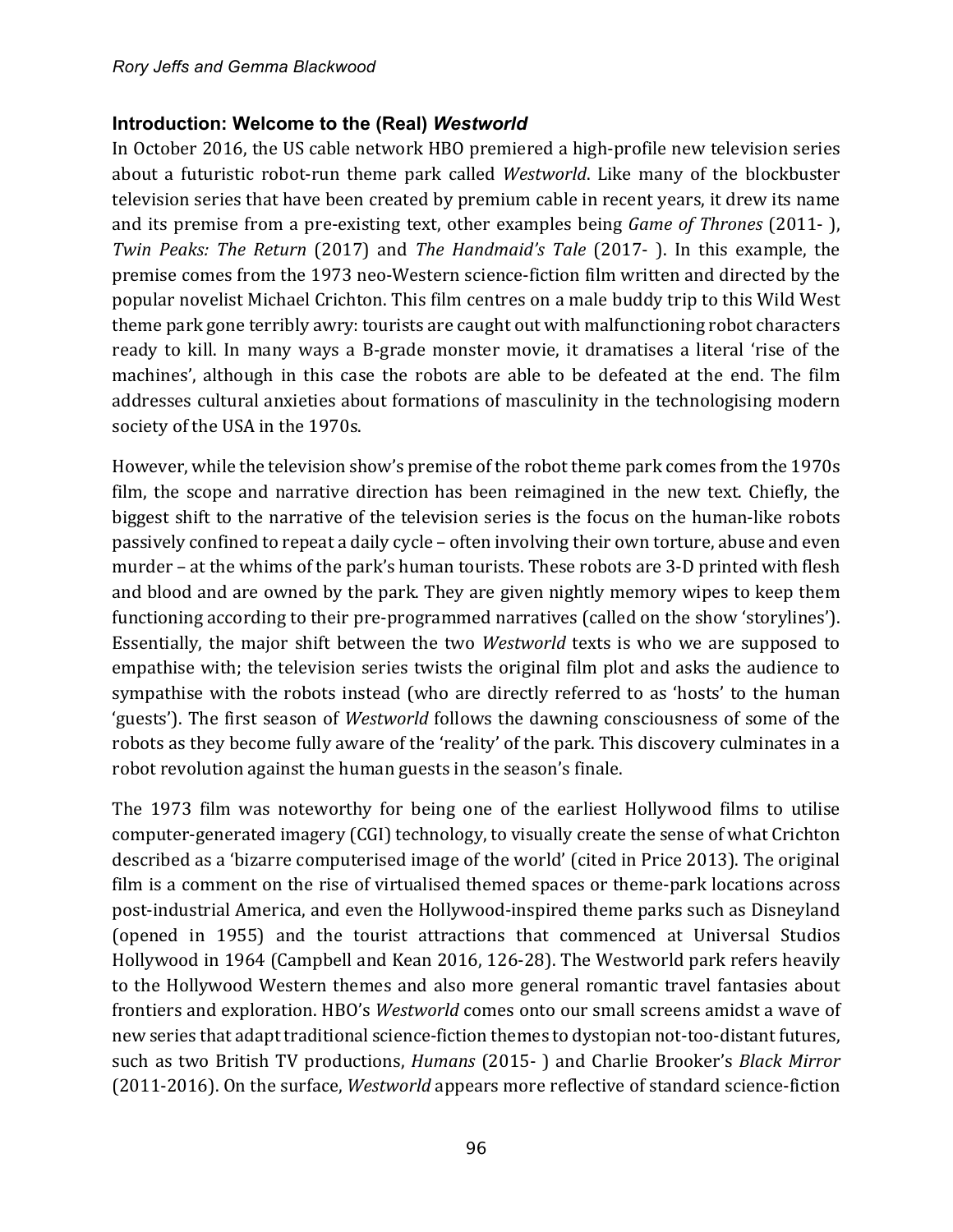## Introduction: Welcome to the (Real) *Westworld*

In October 2016, the US cable network HBO premiered a high-profile new television series about a futuristic robot-run theme park called *Westworld*. Like many of the blockbuster television series that have been created by premium cable in recent years, it drew its name and its premise from a pre-existing text, other examples being *Game of Thrones* (2011- ), *Twin Peaks: The Return* (2017) and *The Handmaid's Tale* (2017- ). In this example, the premise comes from the 1973 neo-Western science-fiction film written and directed by the popular novelist Michael Crichton. This film centres on a male buddy trip to this Wild West theme park gone terribly awry: tourists are caught out with malfunctioning robot characters ready to kill. In many ways a B-grade monster movie, it dramatises a literal 'rise of the machines', although in this case the robots are able to be defeated at the end. The film addresses cultural anxieties about formations of masculinity in the technologising modern society of the USA in the 1970s.

However, while the television show's premise of the robot theme park comes from the 1970s film, the scope and narrative direction has been reimagined in the new text. Chiefly, the biggest shift to the narrative of the television series is the focus on the human-like robots passively confined to repeat a daily cycle – often involving their own torture, abuse and even murder – at the whims of the park's human tourists. These robots are 3-D printed with flesh and blood and are owned by the park. They are given nightly memory wipes to keep them functioning according to their pre-programmed narratives (called on the show 'storylines'). Essentially, the major shift between the two *Westworld* texts is who we are supposed to empathise with; the television series twists the original film plot and asks the audience to sympathise with the robots instead (who are directly referred to as 'hosts' to the human 'guests'). The first season of *Westworld* follows the dawning consciousness of some of the robots as they become fully aware of the 'reality' of the park. This discovery culminates in a robot revolution against the human guests in the season's finale.

The 1973 film was noteworthy for being one of the earliest Hollywood films to utilise computer-generated imagery (CGI) technology, to visually create the sense of what Crichton described as a 'bizarre computerised image of the world' (cited in Price 2013). The original film is a comment on the rise of virtualised themed spaces or theme-park locations across post-industrial America, and even the Hollywood-inspired theme parks such as Disneyland (opened in 1955) and the tourist attractions that commenced at Universal Studios Hollywood in 1964 (Campbell and Kean 2016, 126-28). The Westworld park refers heavily to the Hollywood Western themes and also more general romantic travel fantasies about frontiers and exploration. HBO's *Westworld* comes onto our small screens amidst a wave of new series that adapt traditional science-fiction themes to dystopian not-too-distant futures, such as two British TV productions, *Humans* (2015- ) and Charlie Brooker's *Black Mirror* (2011-2016). On the surface, *Westworld* appears more reflective of standard science-fiction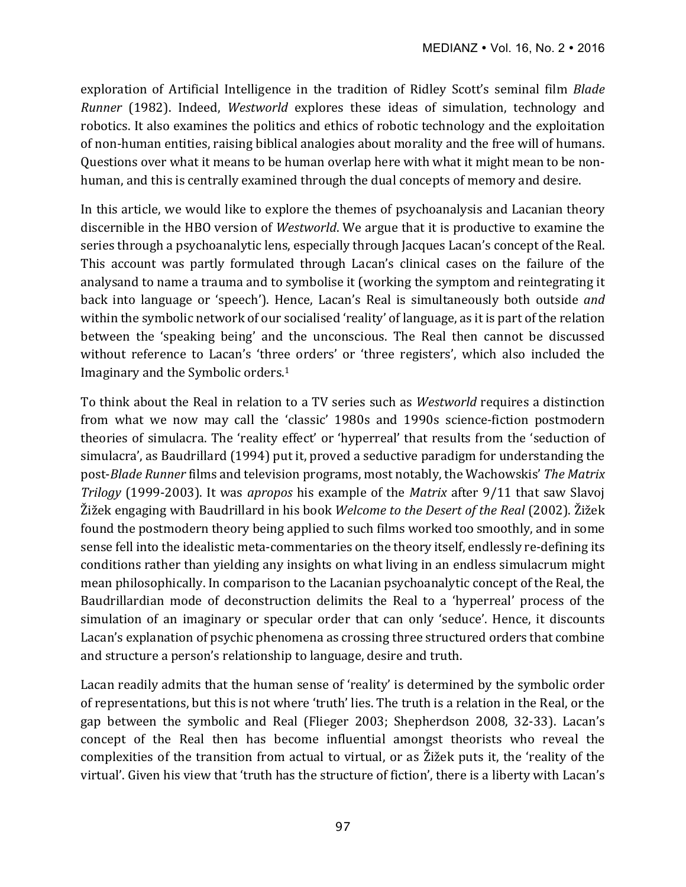exploration of Artificial Intelligence in the tradition of Ridley Scott's seminal film *Blade Runner* (1982). Indeed, *Westworld* explores these ideas of simulation, technology and robotics. It also examines the politics and ethics of robotic technology and the exploitation of non-human entities, raising biblical analogies about morality and the free will of humans. Questions over what it means to be human overlap here with what it might mean to be non-human, and this is centrally examined through the dual concepts of memory and desire.

In this article, we would like to explore the themes of psychoanalysis and Lacanian theory discernible in the HBO version of *Westworld*. We argue that it is productive to examine the series through a psychoanalytic lens, especially through Jacques Lacan's concept of the Real. This account was partly formulated through Lacan's clinical cases on the failure of the analysand to name a trauma and to symbolise it (working the symptom and reintegrating it back into language or 'speech'). Hence, Lacan's Real is simultaneously both outside *and* within the symbolic network of our socialised 'reality' of language, as it is part of the relation between the 'speaking being' and the unconscious. The Real then cannot be discussed without reference to Lacan's 'three orders' or 'three registers', which also included the Imaginary and the Symbolic orders.[1]

To think about the Real in relation to a TV series such as *Westworld* requires a distinction from what we now may call the 'classic' 1980s and 1990s science-fiction postmodern theories of simulacra. The 'reality effect' or 'hyperreal' that results from the 'seduction of simulacra', as Baudrillard (1994) put it, proved a seductive paradigm for understanding the post-*Blade Runner* films and television programs, most notably, the Wachowskis' *The Matrix Trilogy* (1999-2003). It was *apropos* his example of the *Matrix* after 9/11 that saw Slavoj Žižek engaging with Baudrillard in his book *Welcome to the Desert of the Real* (2002). Žižek found the postmodern theory being applied to such films worked too smoothly, and in some sense fell into the idealistic meta-commentaries on the theory itself, endlessly re-defining its conditions rather than yielding any insights on what living in an endless simulacrum might mean philosophically. In comparison to the Lacanian psychoanalytic concept of the Real, the Baudrillardian mode of deconstruction delimits the Real to a 'hyperreal' process of the simulation of an imaginary or specular order that can only 'seduce'. Hence, it discounts Lacan's explanation of psychic phenomena as crossing three structured orders that combine and structure a person's relationship to language, desire and truth.

Lacan readily admits that the human sense of 'reality' is determined by the symbolic order of representations, but this is not where 'truth' lies. The truth is a relation in the Real, or the gap between the symbolic and Real (Flieger 2003; Shepherdson 2008, 32-33). Lacan's concept of the Real then has become influential amongst theorists who reveal the complexities of the transition from actual to virtual, or as Žižek puts it, the 'reality of the virtual'. Given his view that 'truth has the structure of fiction', there is a liberty with Lacan's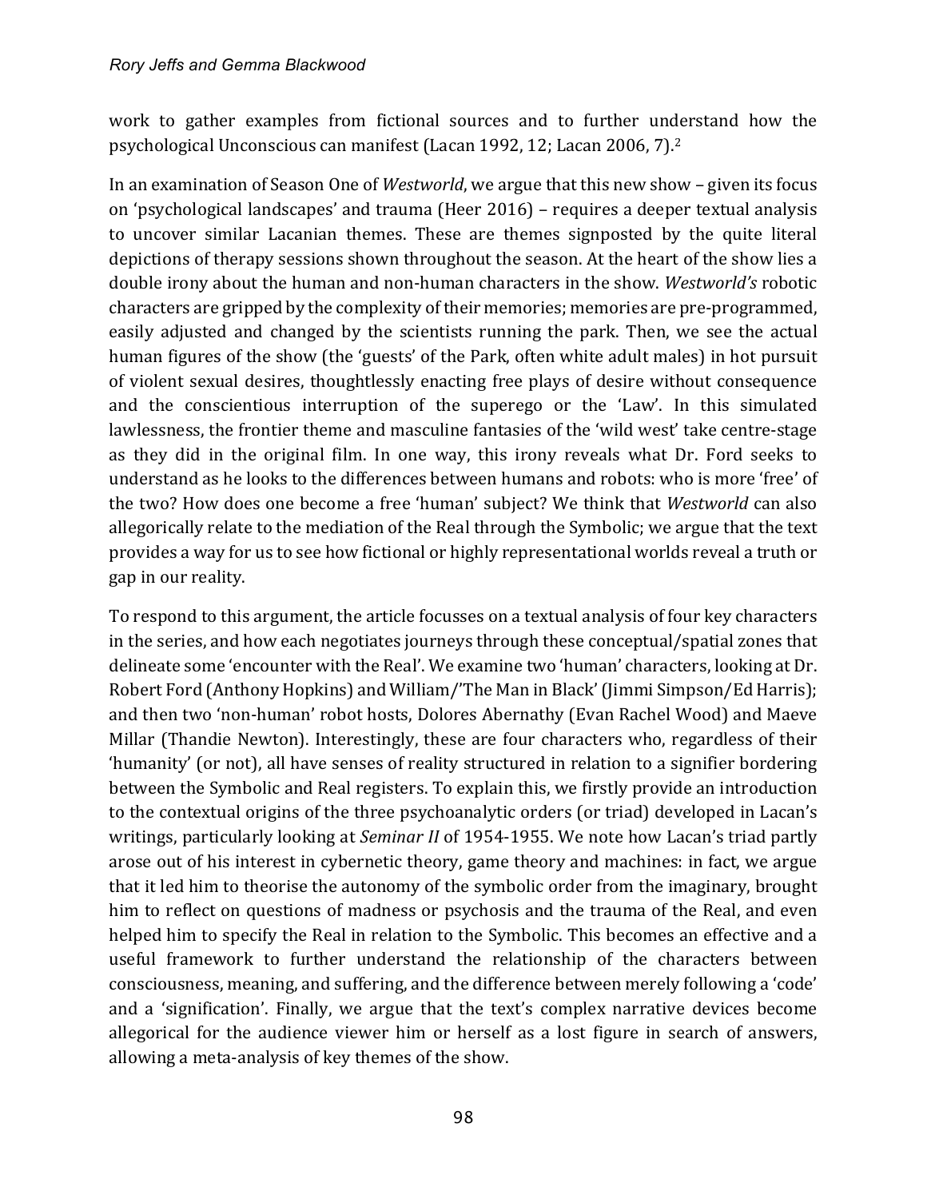work to gather examples from fictional sources and to further understand how the psychological Unconscious can manifest (Lacan 1992, 12; Lacan 2006, 7).[2]

In an examination of Season One of *Westworld*, we argue that this new show – given its focus on 'psychological landscapes' and trauma (Heer 2016) – requires a deeper textual analysis to uncover similar Lacanian themes. These are themes signposted by the quite literal depictions of therapy sessions shown throughout the season. At the heart of the show lies a double irony about the human and non-human characters in the show. *Westworld's* robotic characters are gripped by the complexity of their memories; memories are pre-programmed, easily adjusted and changed by the scientists running the park. Then, we see the actual human figures of the show (the 'guests' of the Park, often white adult males) in hot pursuit of violent sexual desires, thoughtlessly enacting free plays of desire without consequence and the conscientious interruption of the superego or the 'Law'. In this simulated lawlessness, the frontier theme and masculine fantasies of the 'wild west' take centre-stage as they did in the original film. In one way, this irony reveals what Dr. Ford seeks to understand as he looks to the differences between humans and robots: who is more 'free' of the two? How does one become a free 'human' subject? We think that *Westworld* can also allegorically relate to the mediation of the Real through the Symbolic; we argue that the text provides a way for us to see how fictional or highly representational worlds reveal a truth or gap in our reality.

To respond to this argument, the article focusses on a textual analysis of four key characters in the series, and how each negotiates journeys through these conceptual/spatial zones that delineate some 'encounter with the Real'. We examine two 'human' characters, looking at Dr. Robert Ford (Anthony Hopkins) and William/'The Man in Black' (Jimmi Simpson/Ed Harris); and then two 'non-human' robot hosts, Dolores Abernathy (Evan Rachel Wood) and Maeve Millar (Thandie Newton). Interestingly, these are four characters who, regardless of their 'humanity' (or not), all have senses of reality structured in relation to a signifier bordering between the Symbolic and Real registers. To explain this, we firstly provide an introduction to the contextual origins of the three psychoanalytic orders (or triad) developed in Lacan's writings, particularly looking at *Seminar II* of 1954-1955. We note how Lacan's triad partly arose out of his interest in cybernetic theory, game theory and machines: in fact, we argue that it led him to theorise the autonomy of the symbolic order from the imaginary, brought him to reflect on questions of madness or psychosis and the trauma of the Real, and even helped him to specify the Real in relation to the Symbolic. This becomes an effective and a useful framework to further understand the relationship of the characters between consciousness, meaning, and suffering, and the difference between merely following a 'code' and a 'signification'. Finally, we argue that the text's complex narrative devices become allegorical for the audience viewer him or herself as a lost figure in search of answers, allowing a meta-analysis of key themes of the show.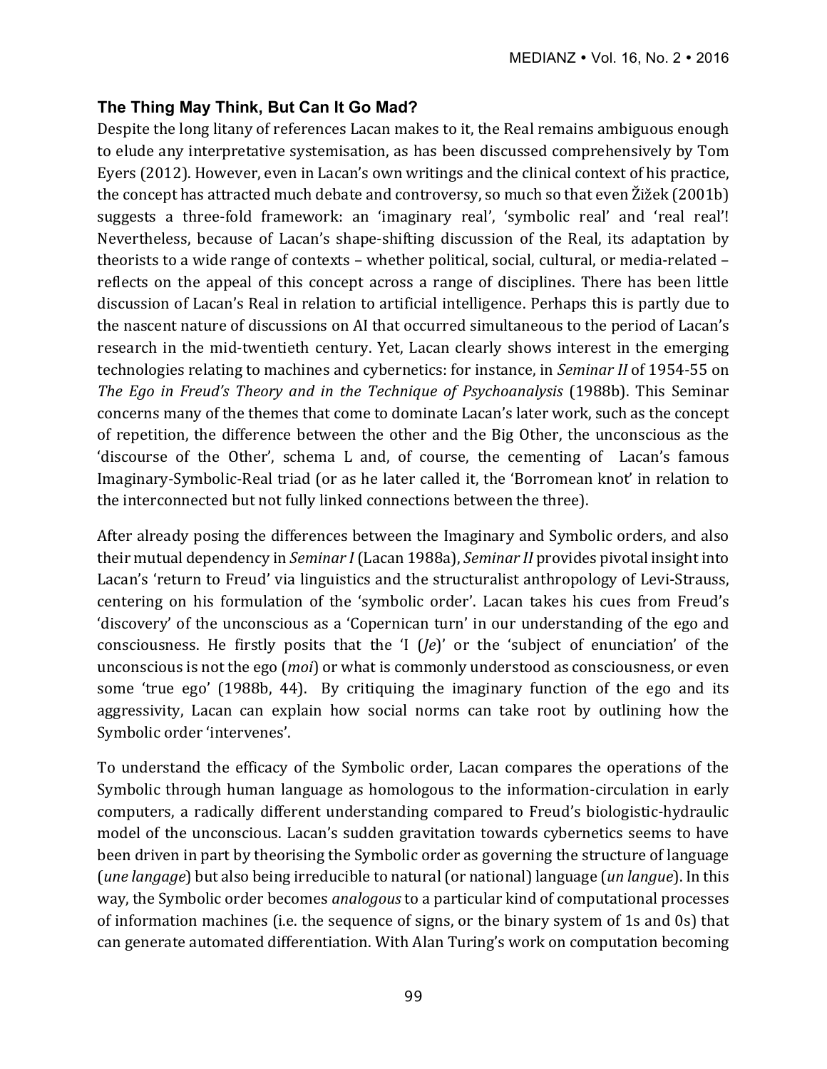### The Thing May Think, But Can It Go Mad?

Despite the long litany of references Lacan makes to it, the Real remains ambiguous enough to elude any interpretative systemisation, as has been discussed comprehensively by Tom Eyers (2012). However, even in Lacan's own writings and the clinical context of his practice, the concept has attracted much debate and controversy, so much so that even Žižek (2001b) suggests a three-fold framework: an 'imaginary real', 'symbolic real' and 'real real'! Nevertheless, because of Lacan's shape-shifting discussion of the Real, its adaptation by theorists to a wide range of contexts – whether political, social, cultural, or media-related – reflects on the appeal of this concept across a range of disciplines. There has been little discussion of Lacan's Real in relation to artificial intelligence. Perhaps this is partly due to the nascent nature of discussions on AI that occurred simultaneous to the period of Lacan's research in the mid-twentieth century. Yet, Lacan clearly shows interest in the emerging technologies relating to machines and cybernetics: for instance, in *Seminar II* of 1954-55 on *The Ego in Freud's Theory and in the Technique of Psychoanalysis* (1988b). This Seminar concerns many of the themes that come to dominate Lacan's later work, such as the concept of repetition, the difference between the other and the Big Other, the unconscious as the 'discourse of the Other', schema L and, of course, the cementing of Lacan's famous Imaginary-Symbolic-Real triad (or as he later called it, the 'Borromean knot' in relation to the interconnected but not fully linked connections between the three).

After already posing the differences between the Imaginary and Symbolic orders, and also their mutual dependency in *Seminar I* (Lacan 1988a), *Seminar II* provides pivotal insight into Lacan's 'return to Freud' via linguistics and the structuralist anthropology of Levi-Strauss, centering on his formulation of the 'symbolic order'. Lacan takes his cues from Freud's 'discovery' of the unconscious as a 'Copernican turn' in our understanding of the ego and consciousness. He firstly posits that the 'I (*Je*)' or the 'subject of enunciation' of the unconscious is not the ego (*moi*) or what is commonly understood as consciousness, or even some 'true ego' (1988b, 44). By critiquing the imaginary function of the ego and its aggressivity, Lacan can explain how social norms can take root by outlining how the Symbolic order 'intervenes'.

To understand the efficacy of the Symbolic order, Lacan compares the operations of the Symbolic through human language as homologous to the information-circulation in early computers, a radically different understanding compared to Freud's biologistic-hydraulic model of the unconscious. Lacan's sudden gravitation towards cybernetics seems to have been driven in part by theorising the Symbolic order as governing the structure of language (*une langage*) but also being irreducible to natural (or national) language (*un langue*). In this way, the Symbolic order becomes *analogous* to a particular kind of computational processes of information machines (i.e. the sequence of signs, or the binary system of 1s and 0s) that can generate automated differentiation. With Alan Turing's work on computation becoming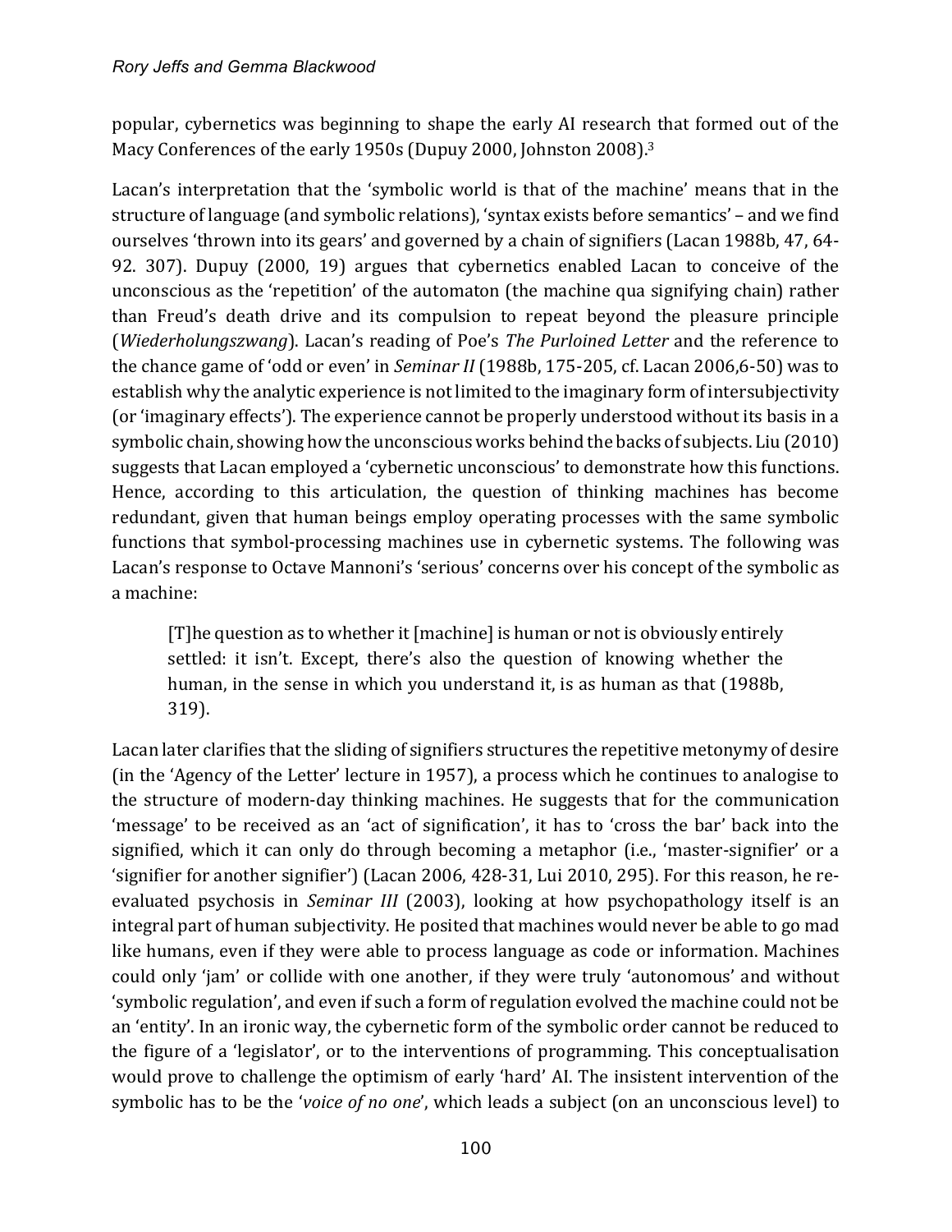popular, cybernetics was beginning to shape the early AI research that formed out of the Macy Conferences of the early 1950s (Dupuy 2000, Johnston 2008).[3]

Lacan's interpretation that the 'symbolic world is that of the machine' means that in the structure of language (and symbolic relations), 'syntax exists before semantics' – and we find ourselves 'thrown into its gears' and governed by a chain of signifiers (Lacan 1988b, 47, 64-92. 307). Dupuy (2000, 19) argues that cybernetics enabled Lacan to conceive of the unconscious as the 'repetition' of the automaton (the machine qua signifying chain) rather than Freud's death drive and its compulsion to repeat beyond the pleasure principle (*Wiederholungszwang*). Lacan's reading of Poe's *The Purloined Letter* and the reference to the chance game of 'odd or even' in *Seminar II* (1988b, 175-205, cf. Lacan 2006,6-50) was to establish why the analytic experience is not limited to the imaginary form of intersubjectivity (or 'imaginary effects'). The experience cannot be properly understood without its basis in a symbolic chain, showing how the unconscious works behind the backs of subjects. Liu (2010) suggests that Lacan employed a 'cybernetic unconscious' to demonstrate how this functions. Hence, according to this articulation, the question of thinking machines has become redundant, given that human beings employ operating processes with the same symbolic functions that symbol-processing machines use in cybernetic systems. The following was Lacan's response to Octave Mannoni's 'serious' concerns over his concept of the symbolic as a machine:

> [T]he question as to whether it [machine] is human or not is obviously entirely settled: it isn't. Except, there's also the question of knowing whether the human, in the sense in which you understand it, is as human as that (1988b, 319).

Lacan later clarifies that the sliding of signifiers structures the repetitive metonymy of desire (in the 'Agency of the Letter' lecture in 1957), a process which he continues to analogise to the structure of modern-day thinking machines. He suggests that for the communication 'message' to be received as an 'act of signification', it has to 'cross the bar' back into the signified, which it can only do through becoming a metaphor (i.e., 'master-signifier' or a 'signifier for another signifier') (Lacan 2006, 428-31, Lui 2010, 295). For this reason, he re-evaluated psychosis in *Seminar III* (2003), looking at how psychopathology itself is an integral part of human subjectivity. He posited that machines would never be able to go mad like humans, even if they were able to process language as code or information. Machines could only 'jam' or collide with one another, if they were truly 'autonomous' and without 'symbolic regulation', and even if such a form of regulation evolved the machine could not be an 'entity'. In an ironic way, the cybernetic form of the symbolic order cannot be reduced to the figure of a 'legislator', or to the interventions of programming. This conceptualisation would prove to challenge the optimism of early 'hard' AI. The insistent intervention of the symbolic has to be the '*voice of no one*', which leads a subject (on an unconscious level) to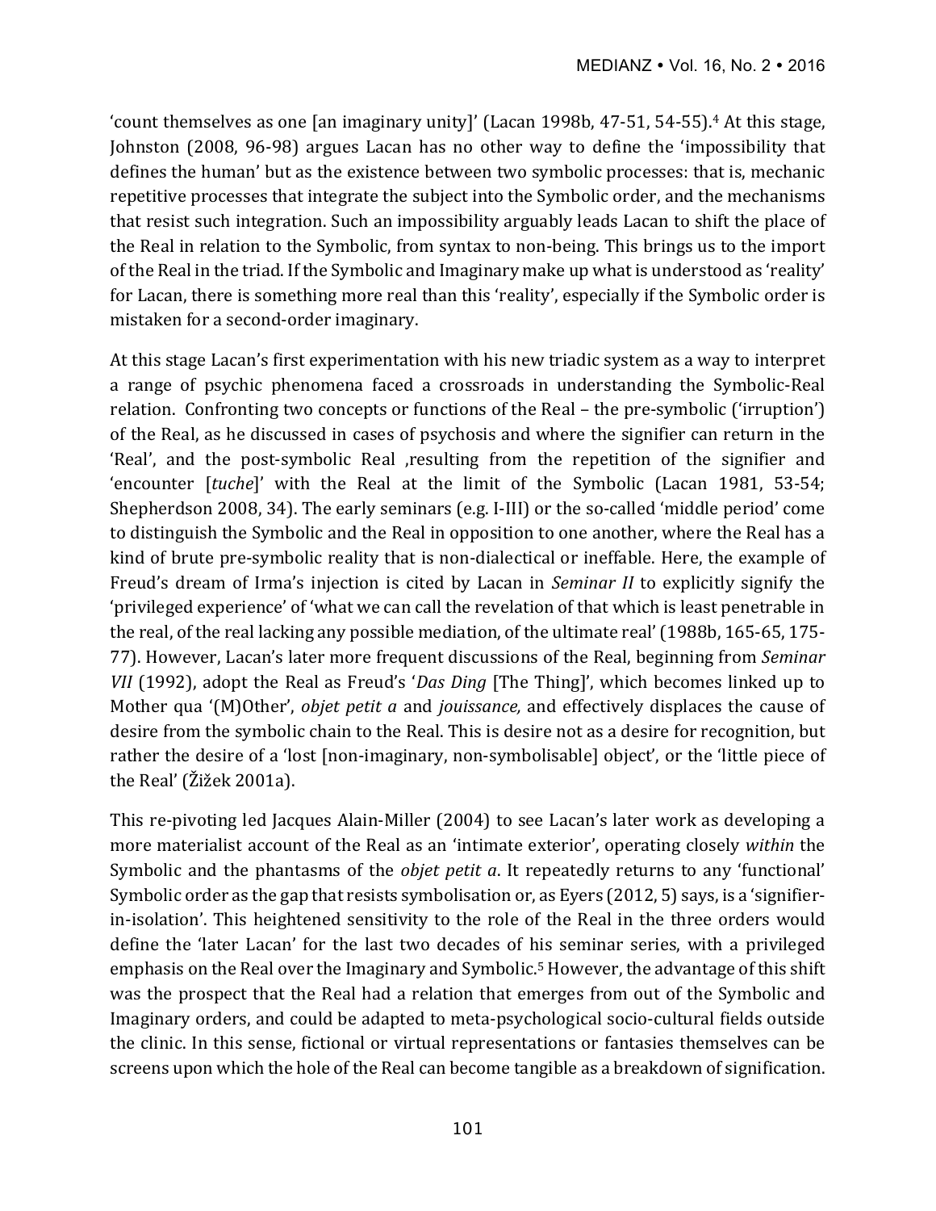'count themselves as one [an imaginary unity]' (Lacan 1998b, 47-51, 54-55).[4] At this stage, Johnston (2008, 96-98) argues Lacan has no other way to define the 'impossibility that defines the human' but as the existence between two symbolic processes: that is, mechanic repetitive processes that integrate the subject into the Symbolic order, and the mechanisms that resist such integration. Such an impossibility arguably leads Lacan to shift the place of the Real in relation to the Symbolic, from syntax to non-being. This brings us to the import of the Real in the triad. If the Symbolic and Imaginary make up what is understood as 'reality' for Lacan, there is something more real than this 'reality', especially if the Symbolic order is mistaken for a second-order imaginary.

At this stage Lacan's first experimentation with his new triadic system as a way to interpret a range of psychic phenomena faced a crossroads in understanding the Symbolic-Real relation. Confronting two concepts or functions of the Real – the pre-symbolic ('irruption') of the Real, as he discussed in cases of psychosis and where the signifier can return in the 'Real', and the post-symbolic Real ,resulting from the repetition of the signifier and 'encounter [*tuche*]' with the Real at the limit of the Symbolic (Lacan 1981, 53-54; Shepherdson 2008, 34). The early seminars (e.g. I-III) or the so-called 'middle period' come to distinguish the Symbolic and the Real in opposition to one another, where the Real has a kind of brute pre-symbolic reality that is non-dialectical or ineffable. Here, the example of Freud's dream of Irma's injection is cited by Lacan in *Seminar II* to explicitly signify the 'privileged experience' of 'what we can call the revelation of that which is least penetrable in the real, of the real lacking any possible mediation, of the ultimate real' (1988b, 165-65, 175-77). However, Lacan's later more frequent discussions of the Real, beginning from *Seminar VII* (1992), adopt the Real as Freud's '*Das Ding* [The Thing]', which becomes linked up to Mother qua '(M)Other', *objet petit a* and *jouissance,* and effectively displaces the cause of desire from the symbolic chain to the Real. This is desire not as a desire for recognition, but rather the desire of a 'lost [non-imaginary, non-symbolisable] object', or the 'little piece of the Real' (Žižek 2001a).

This re-pivoting led Jacques Alain-Miller (2004) to see Lacan's later work as developing a more materialist account of the Real as an 'intimate exterior', operating closely *within* the Symbolic and the phantasms of the *objet petit a*. It repeatedly returns to any 'functional' Symbolic order as the gap that resists symbolisation or, as Eyers (2012, 5) says, is a 'signifier-in-isolation'. This heightened sensitivity to the role of the Real in the three orders would define the 'later Lacan' for the last two decades of his seminar series, with a privileged emphasis on the Real over the Imaginary and Symbolic.[5] However, the advantage of this shift was the prospect that the Real had a relation that emerges from out of the Symbolic and Imaginary orders, and could be adapted to meta-psychological socio-cultural fields outside the clinic. In this sense, fictional or virtual representations or fantasies themselves can be screens upon which the hole of the Real can become tangible as a breakdown of signification.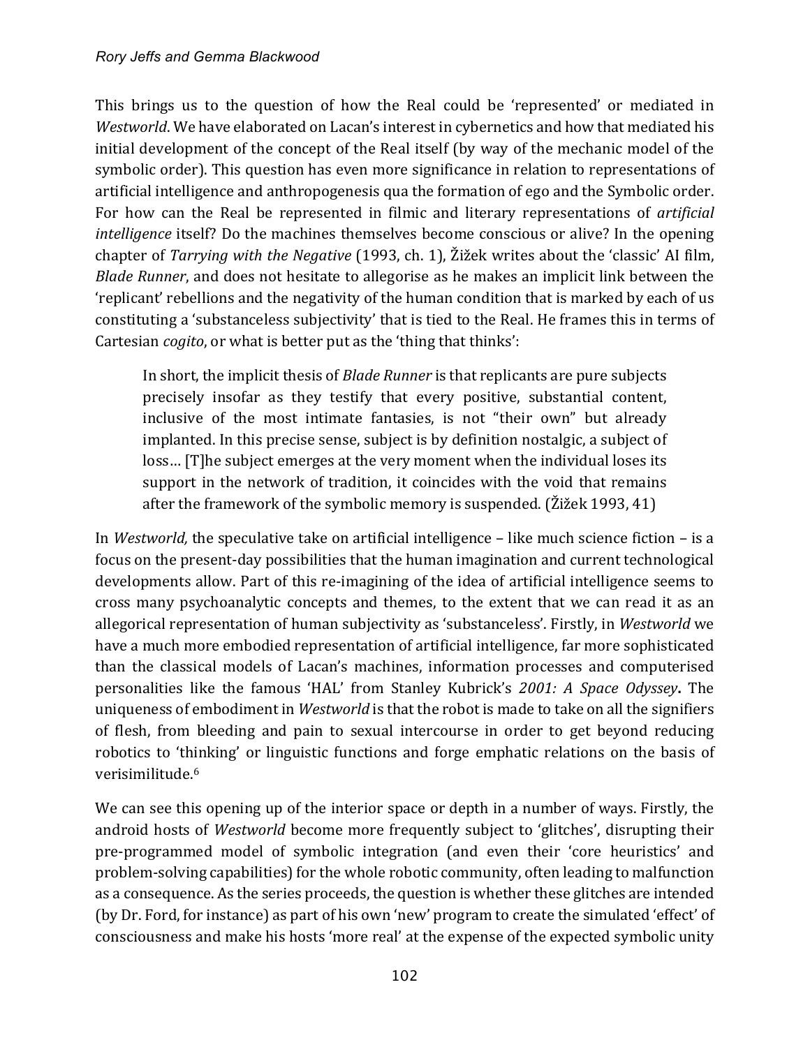This brings us to the question of how the Real could be 'represented' or mediated in *Westworld*. We have elaborated on Lacan's interest in cybernetics and how that mediated his initial development of the concept of the Real itself (by way of the mechanic model of the symbolic order). This question has even more significance in relation to representations of artificial intelligence and anthropogenesis qua the formation of ego and the Symbolic order. For how can the Real be represented in filmic and literary representations of *artificial intelligence* itself? Do the machines themselves become conscious or alive? In the opening chapter of *Tarrying with the Negative* (1993, ch. 1), Žižek writes about the 'classic' AI film, *Blade Runner*, and does not hesitate to allegorise as he makes an implicit link between the 'replicant' rebellions and the negativity of the human condition that is marked by each of us constituting a 'substanceless subjectivity' that is tied to the Real. He frames this in terms of Cartesian *cogito*, or what is better put as the 'thing that thinks':

> In short, the implicit thesis of *Blade Runner* is that replicants are pure subjects precisely insofar as they testify that every positive, substantial content, inclusive of the most intimate fantasies, is not "their own" but already implanted. In this precise sense, subject is by definition nostalgic, a subject of loss… [T]he subject emerges at the very moment when the individual loses its support in the network of tradition, it coincides with the void that remains after the framework of the symbolic memory is suspended. (Žižek 1993, 41)

In *Westworld,* the speculative take on artificial intelligence – like much science fiction – is a focus on the present-day possibilities that the human imagination and current technological developments allow. Part of this re-imagining of the idea of artificial intelligence seems to cross many psychoanalytic concepts and themes, to the extent that we can read it as an allegorical representation of human subjectivity as 'substanceless'. Firstly, in *Westworld* we have a much more embodied representation of artificial intelligence, far more sophisticated than the classical models of Lacan's machines, information processes and computerised personalities like the famous 'HAL' from Stanley Kubrick's *2001: A Space Odyssey***.** The uniqueness of embodiment in *Westworld* is that the robot is made to take on all the signifiers of flesh, from bleeding and pain to sexual intercourse in order to get beyond reducing robotics to 'thinking' or linguistic functions and forge emphatic relations on the basis of verisimilitude.[6]

We can see this opening up of the interior space or depth in a number of ways. Firstly, the android hosts of *Westworld* become more frequently subject to 'glitches', disrupting their pre-programmed model of symbolic integration (and even their 'core heuristics' and problem-solving capabilities) for the whole robotic community, often leading to malfunction as a consequence. As the series proceeds, the question is whether these glitches are intended (by Dr. Ford, for instance) as part of his own 'new' program to create the simulated 'effect' of consciousness and make his hosts 'more real' at the expense of the expected symbolic unity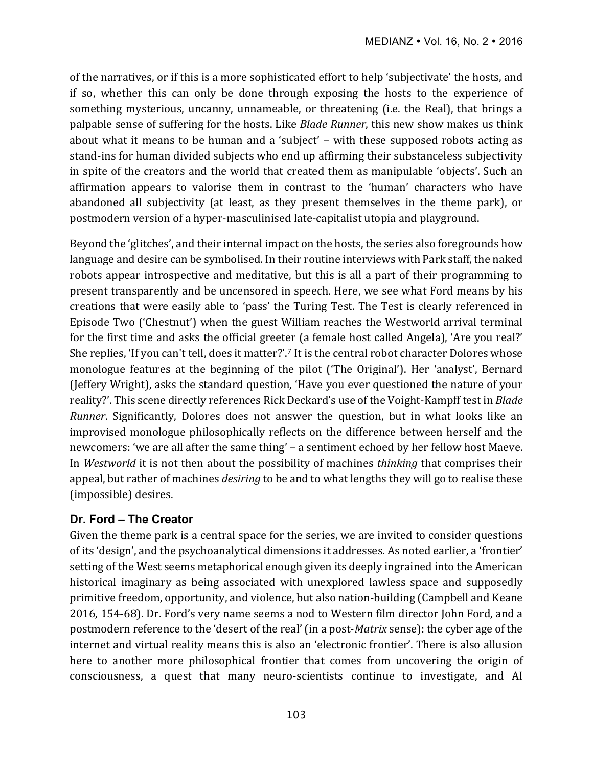of the narratives, or if this is a more sophisticated effort to help 'subjectivate' the hosts, and if so, whether this can only be done through exposing the hosts to the experience of something mysterious, uncanny, unnameable, or threatening (i.e. the Real), that brings a palpable sense of suffering for the hosts. Like *Blade Runner*, this new show makes us think about what it means to be human and a 'subject' – with these supposed robots acting as stand-ins for human divided subjects who end up affirming their substanceless subjectivity in spite of the creators and the world that created them as manipulable 'objects'. Such an affirmation appears to valorise them in contrast to the 'human' characters who have abandoned all subjectivity (at least, as they present themselves in the theme park), or postmodern version of a hyper-masculinised late-capitalist utopia and playground.

Beyond the 'glitches', and their internal impact on the hosts, the series also foregrounds how language and desire can be symbolised. In their routine interviews with Park staff, the naked robots appear introspective and meditative, but this is all a part of their programming to present transparently and be uncensored in speech. Here, we see what Ford means by his creations that were easily able to 'pass' the Turing Test. The Test is clearly referenced in Episode Two ('Chestnut') when the guest William reaches the Westworld arrival terminal for the first time and asks the official greeter (a female host called Angela), 'Are you real?' She replies, 'If you can't tell, does it matter?'.[7] It is the central robot character Dolores whose monologue features at the beginning of the pilot ('The Original'). Her 'analyst', Bernard (Jeffery Wright), asks the standard question, 'Have you ever questioned the nature of your reality?'. This scene directly references Rick Deckard's use of the Voight-Kampff test in *Blade Runner*. Significantly, Dolores does not answer the question, but in what looks like an improvised monologue philosophically reflects on the difference between herself and the newcomers: 'we are all after the same thing' – a sentiment echoed by her fellow host Maeve. In *Westworld* it is not then about the possibility of machines *thinking* that comprises their appeal, but rather of machines *desiring* to be and to what lengths they will go to realise these (impossible) desires.

## Dr. Ford – The Creator

Given the theme park is a central space for the series, we are invited to consider questions of its 'design', and the psychoanalytical dimensions it addresses. As noted earlier, a 'frontier' setting of the West seems metaphorical enough given its deeply ingrained into the American historical imaginary as being associated with unexplored lawless space and supposedly primitive freedom, opportunity, and violence, but also nation-building (Campbell and Keane 2016, 154-68). Dr. Ford's very name seems a nod to Western film director John Ford, and a postmodern reference to the 'desert of the real' (in a post-*Matrix* sense): the cyber age of the internet and virtual reality means this is also an 'electronic frontier'. There is also allusion here to another more philosophical frontier that comes from uncovering the origin of consciousness, a quest that many neuro-scientists continue to investigate, and AI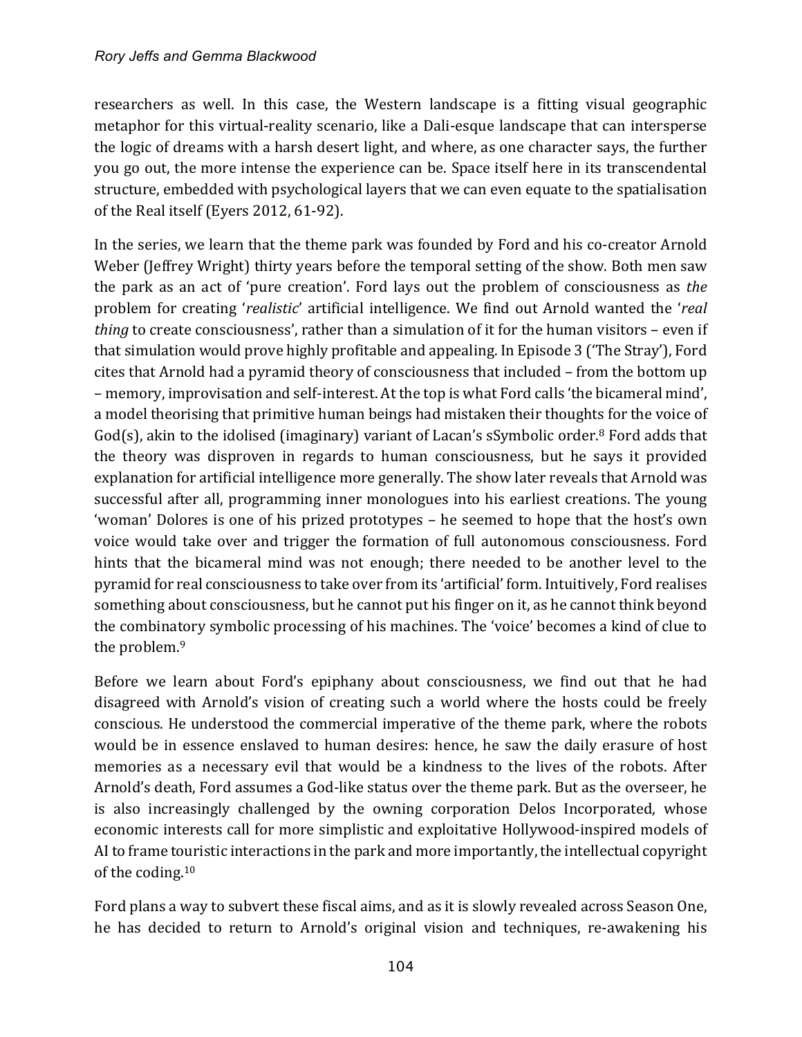researchers as well. In this case, the Western landscape is a fitting visual geographic metaphor for this virtual-reality scenario, like a Dali-esque landscape that can intersperse the logic of dreams with a harsh desert light, and where, as one character says, the further you go out, the more intense the experience can be. Space itself here in its transcendental structure, embedded with psychological layers that we can even equate to the spatialisation of the Real itself (Eyers 2012, 61-92).

In the series, we learn that the theme park was founded by Ford and his co-creator Arnold Weber (Jeffrey Wright) thirty years before the temporal setting of the show. Both men saw the park as an act of 'pure creation'. Ford lays out the problem of consciousness as *the* problem for creating '*realistic*' artificial intelligence. We find out Arnold wanted the '*real thing* to create consciousness', rather than a simulation of it for the human visitors – even if that simulation would prove highly profitable and appealing. In Episode 3 ('The Stray'), Ford cites that Arnold had a pyramid theory of consciousness that included – from the bottom up – memory, improvisation and self-interest. At the top is what Ford calls 'the bicameral mind', a model theorising that primitive human beings had mistaken their thoughts for the voice of God(s), akin to the idolised (imaginary) variant of Lacan's sSymbolic order.[8] Ford adds that the theory was disproven in regards to human consciousness, but he says it provided explanation for artificial intelligence more generally. The show later reveals that Arnold was successful after all, programming inner monologues into his earliest creations. The young 'woman' Dolores is one of his prized prototypes – he seemed to hope that the host's own voice would take over and trigger the formation of full autonomous consciousness. Ford hints that the bicameral mind was not enough; there needed to be another level to the pyramid for real consciousness to take over from its 'artificial' form. Intuitively, Ford realises something about consciousness, but he cannot put his finger on it, as he cannot think beyond the combinatory symbolic processing of his machines. The 'voice' becomes a kind of clue to the problem.[9]

Before we learn about Ford's epiphany about consciousness, we find out that he had disagreed with Arnold's vision of creating such a world where the hosts could be freely conscious. He understood the commercial imperative of the theme park, where the robots would be in essence enslaved to human desires: hence, he saw the daily erasure of host memories as a necessary evil that would be a kindness to the lives of the robots. After Arnold's death, Ford assumes a God-like status over the theme park. But as the overseer, he is also increasingly challenged by the owning corporation Delos Incorporated, whose economic interests call for more simplistic and exploitative Hollywood-inspired models of AI to frame touristic interactions in the park and more importantly, the intellectual copyright of the coding.[10]

Ford plans a way to subvert these fiscal aims, and as it is slowly revealed across Season One, he has decided to return to Arnold's original vision and techniques, re-awakening his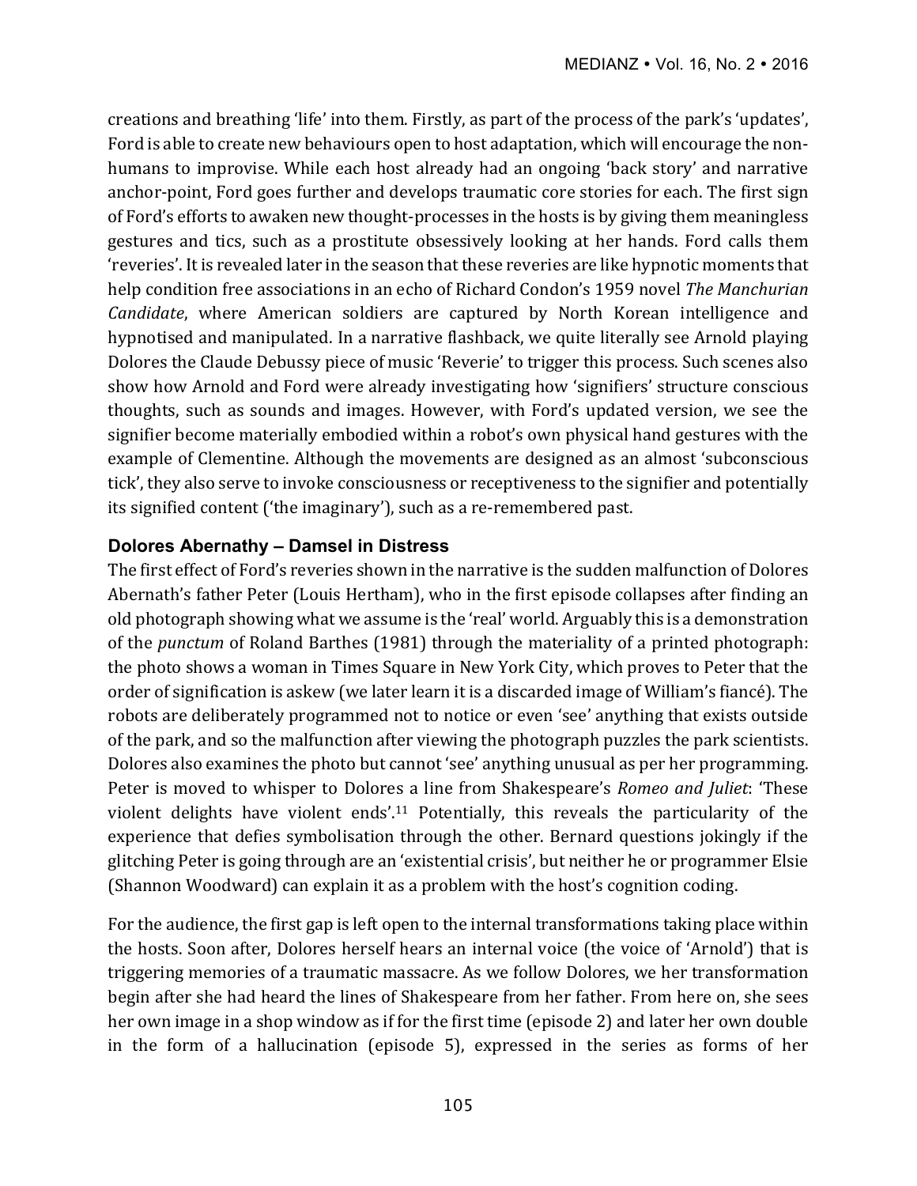creations and breathing 'life' into them. Firstly, as part of the process of the park's 'updates', Ford is able to create new behaviours open to host adaptation, which will encourage the non-humans to improvise. While each host already had an ongoing 'back story' and narrative anchor-point, Ford goes further and develops traumatic core stories for each. The first sign of Ford's efforts to awaken new thought-processes in the hosts is by giving them meaningless gestures and tics, such as a prostitute obsessively looking at her hands. Ford calls them 'reveries'. It is revealed later in the season that these reveries are like hypnotic moments that help condition free associations in an echo of Richard Condon's 1959 novel *The Manchurian Candidate*, where American soldiers are captured by North Korean intelligence and hypnotised and manipulated. In a narrative flashback, we quite literally see Arnold playing Dolores the Claude Debussy piece of music 'Reverie' to trigger this process. Such scenes also show how Arnold and Ford were already investigating how 'signifiers' structure conscious thoughts, such as sounds and images. However, with Ford's updated version, we see the signifier become materially embodied within a robot's own physical hand gestures with the example of Clementine. Although the movements are designed as an almost 'subconscious tick', they also serve to invoke consciousness or receptiveness to the signifier and potentially its signified content ('the imaginary'), such as a re-remembered past.

## Dolores Abernathy – Damsel in Distress

The first effect of Ford's reveries shown in the narrative is the sudden malfunction of Dolores Abernath's father Peter (Louis Hertham), who in the first episode collapses after finding an old photograph showing what we assume is the 'real' world. Arguably this is a demonstration of the *punctum* of Roland Barthes (1981) through the materiality of a printed photograph: the photo shows a woman in Times Square in New York City, which proves to Peter that the order of signification is askew (we later learn it is a discarded image of William's fiancé). The robots are deliberately programmed not to notice or even 'see' anything that exists outside of the park, and so the malfunction after viewing the photograph puzzles the park scientists. Dolores also examines the photo but cannot 'see' anything unusual as per her programming. Peter is moved to whisper to Dolores a line from Shakespeare's *Romeo and Juliet*: 'These violent delights have violent ends'.[11] Potentially, this reveals the particularity of the experience that defies symbolisation through the other. Bernard questions jokingly if the glitching Peter is going through are an 'existential crisis', but neither he or programmer Elsie (Shannon Woodward) can explain it as a problem with the host's cognition coding.

For the audience, the first gap is left open to the internal transformations taking place within the hosts. Soon after, Dolores herself hears an internal voice (the voice of 'Arnold') that is triggering memories of a traumatic massacre. As we follow Dolores, we her transformation begin after she had heard the lines of Shakespeare from her father. From here on, she sees her own image in a shop window as if for the first time (episode 2) and later her own double in the form of a hallucination (episode 5), expressed in the series as forms of her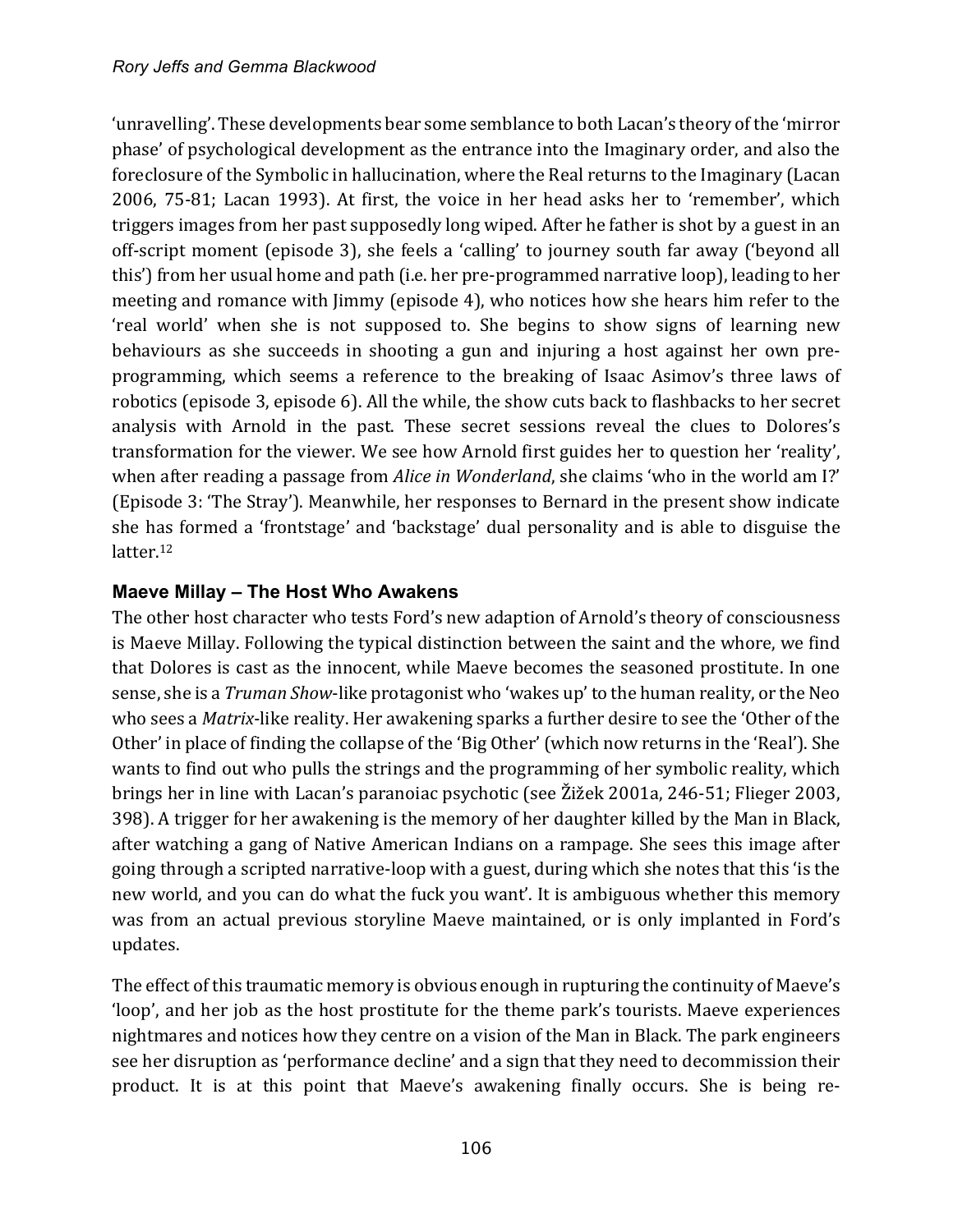'unravelling'. These developments bear some semblance to both Lacan's theory of the 'mirror phase' of psychological development as the entrance into the Imaginary order, and also the foreclosure of the Symbolic in hallucination, where the Real returns to the Imaginary (Lacan 2006, 75-81; Lacan 1993). At first, the voice in her head asks her to 'remember', which triggers images from her past supposedly long wiped. After he father is shot by a guest in an off-script moment (episode 3), she feels a 'calling' to journey south far away ('beyond all this') from her usual home and path (i.e. her pre-programmed narrative loop), leading to her meeting and romance with Jimmy (episode 4), who notices how she hears him refer to the 'real world' when she is not supposed to. She begins to show signs of learning new behaviours as she succeeds in shooting a gun and injuring a host against her own pre-programming, which seems a reference to the breaking of Isaac Asimov's three laws of robotics (episode 3, episode 6). All the while, the show cuts back to flashbacks to her secret analysis with Arnold in the past. These secret sessions reveal the clues to Dolores's transformation for the viewer. We see how Arnold first guides her to question her 'reality', when after reading a passage from *Alice in Wonderland*, she claims 'who in the world am I?' (Episode 3: 'The Stray'). Meanwhile, her responses to Bernard in the present show indicate she has formed a 'frontstage' and 'backstage' dual personality and is able to disguise the latter.[12]

### Maeve Millay – The Host Who Awakens

The other host character who tests Ford's new adaption of Arnold's theory of consciousness is Maeve Millay. Following the typical distinction between the saint and the whore, we find that Dolores is cast as the innocent, while Maeve becomes the seasoned prostitute. In one sense, she is a *Truman Show*-like protagonist who 'wakes up' to the human reality, or the Neo who sees a *Matrix*-like reality. Her awakening sparks a further desire to see the 'Other of the Other' in place of finding the collapse of the 'Big Other' (which now returns in the 'Real'). She wants to find out who pulls the strings and the programming of her symbolic reality, which brings her in line with Lacan's paranoiac psychotic (see Žižek 2001a, 246-51; Flieger 2003, 398). A trigger for her awakening is the memory of her daughter killed by the Man in Black, after watching a gang of Native American Indians on a rampage. She sees this image after going through a scripted narrative-loop with a guest, during which she notes that this 'is the new world, and you can do what the fuck you want'. It is ambiguous whether this memory was from an actual previous storyline Maeve maintained, or is only implanted in Ford's updates.

The effect of this traumatic memory is obvious enough in rupturing the continuity of Maeve's 'loop', and her job as the host prostitute for the theme park's tourists. Maeve experiences nightmares and notices how they centre on a vision of the Man in Black. The park engineers see her disruption as 'performance decline' and a sign that they need to decommission their product. It is at this point that Maeve's awakening finally occurs. She is being re-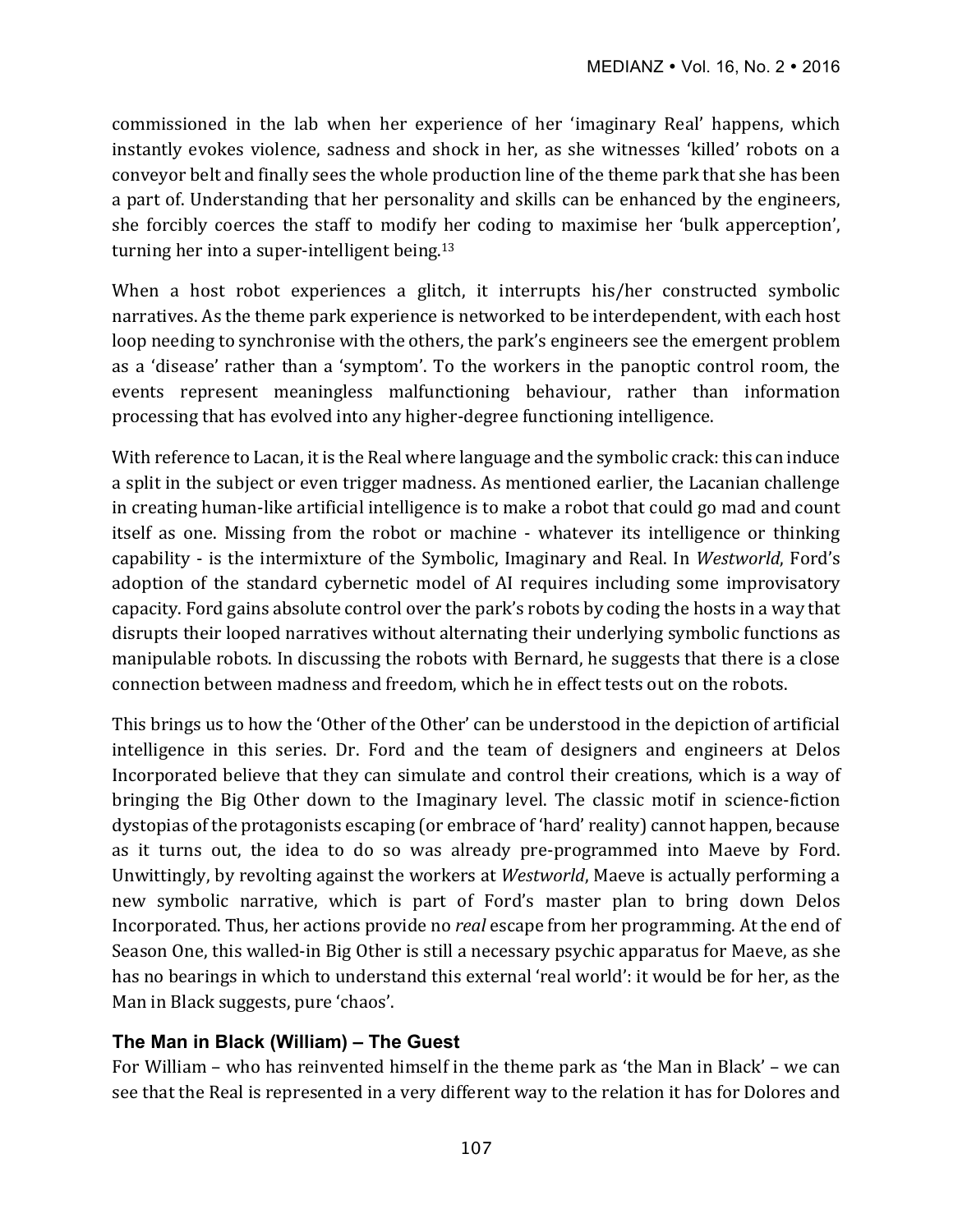commissioned in the lab when her experience of her 'imaginary Real' happens, which instantly evokes violence, sadness and shock in her, as she witnesses 'killed' robots on a conveyor belt and finally sees the whole production line of the theme park that she has been a part of. Understanding that her personality and skills can be enhanced by the engineers, she forcibly coerces the staff to modify her coding to maximise her 'bulk apperception', turning her into a super-intelligent being.[13]

When a host robot experiences a glitch, it interrupts his/her constructed symbolic narratives. As the theme park experience is networked to be interdependent, with each host loop needing to synchronise with the others, the park's engineers see the emergent problem as a 'disease' rather than a 'symptom'. To the workers in the panoptic control room, the events represent meaningless malfunctioning behaviour, rather than information processing that has evolved into any higher-degree functioning intelligence.

With reference to Lacan, it is the Real where language and the symbolic crack: this can induce a split in the subject or even trigger madness. As mentioned earlier, the Lacanian challenge in creating human-like artificial intelligence is to make a robot that could go mad and count itself as one. Missing from the robot or machine - whatever its intelligence or thinking capability - is the intermixture of the Symbolic, Imaginary and Real. In *Westworld*, Ford's adoption of the standard cybernetic model of AI requires including some improvisatory capacity. Ford gains absolute control over the park's robots by coding the hosts in a way that disrupts their looped narratives without alternating their underlying symbolic functions as manipulable robots. In discussing the robots with Bernard, he suggests that there is a close connection between madness and freedom, which he in effect tests out on the robots.

This brings us to how the 'Other of the Other' can be understood in the depiction of artificial intelligence in this series. Dr. Ford and the team of designers and engineers at Delos Incorporated believe that they can simulate and control their creations, which is a way of bringing the Big Other down to the Imaginary level. The classic motif in science-fiction dystopias of the protagonists escaping (or embrace of 'hard' reality) cannot happen, because as it turns out, the idea to do so was already pre-programmed into Maeve by Ford. Unwittingly, by revolting against the workers at *Westworld*, Maeve is actually performing a new symbolic narrative, which is part of Ford's master plan to bring down Delos Incorporated. Thus, her actions provide no *real* escape from her programming. At the end of Season One, this walled-in Big Other is still a necessary psychic apparatus for Maeve, as she has no bearings in which to understand this external 'real world': it would be for her, as the Man in Black suggests, pure 'chaos'.

### The Man in Black (William) – The Guest

For William – who has reinvented himself in the theme park as 'the Man in Black' – we can see that the Real is represented in a very different way to the relation it has for Dolores and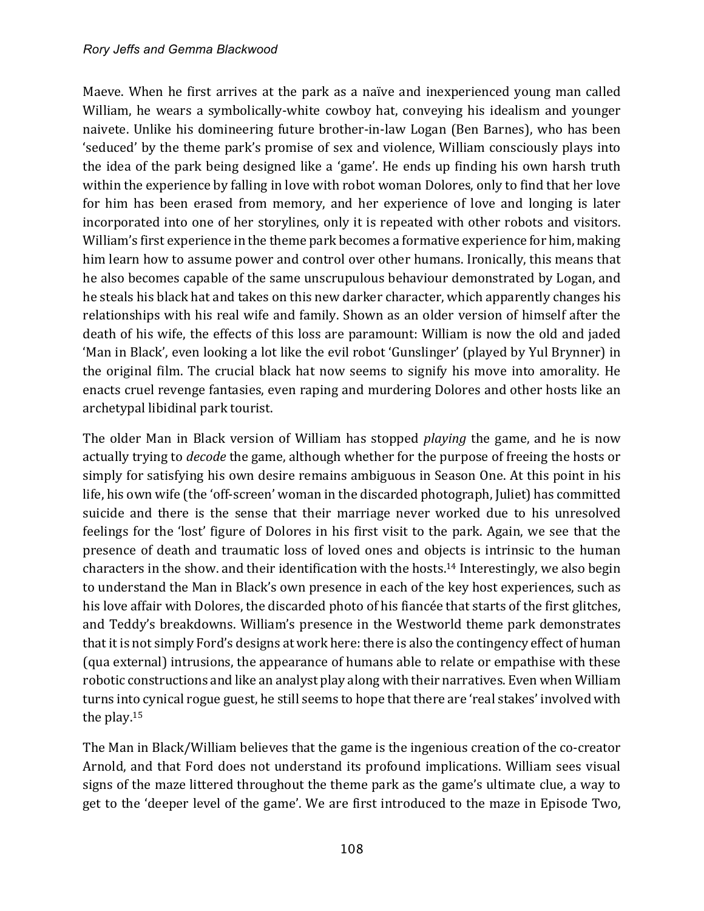Maeve. When he first arrives at the park as a naïve and inexperienced young man called William, he wears a symbolically-white cowboy hat, conveying his idealism and younger naivete. Unlike his domineering future brother-in-law Logan (Ben Barnes), who has been 'seduced' by the theme park's promise of sex and violence, William consciously plays into the idea of the park being designed like a 'game'. He ends up finding his own harsh truth within the experience by falling in love with robot woman Dolores, only to find that her love for him has been erased from memory, and her experience of love and longing is later incorporated into one of her storylines, only it is repeated with other robots and visitors. William's first experience in the theme park becomes a formative experience for him, making him learn how to assume power and control over other humans. Ironically, this means that he also becomes capable of the same unscrupulous behaviour demonstrated by Logan, and he steals his black hat and takes on this new darker character, which apparently changes his relationships with his real wife and family. Shown as an older version of himself after the death of his wife, the effects of this loss are paramount: William is now the old and jaded 'Man in Black', even looking a lot like the evil robot 'Gunslinger' (played by Yul Brynner) in the original film. The crucial black hat now seems to signify his move into amorality. He enacts cruel revenge fantasies, even raping and murdering Dolores and other hosts like an archetypal libidinal park tourist.

The older Man in Black version of William has stopped *playing* the game, and he is now actually trying to *decode* the game, although whether for the purpose of freeing the hosts or simply for satisfying his own desire remains ambiguous in Season One. At this point in his life, his own wife (the 'off-screen' woman in the discarded photograph, Juliet) has committed suicide and there is the sense that their marriage never worked due to his unresolved feelings for the 'lost' figure of Dolores in his first visit to the park. Again, we see that the presence of death and traumatic loss of loved ones and objects is intrinsic to the human characters in the show. and their identification with the hosts.[14] Interestingly, we also begin to understand the Man in Black's own presence in each of the key host experiences, such as his love affair with Dolores, the discarded photo of his fiancée that starts of the first glitches, and Teddy's breakdowns. William's presence in the Westworld theme park demonstrates that it is not simply Ford's designs at work here: there is also the contingency effect of human (qua external) intrusions, the appearance of humans able to relate or empathise with these robotic constructions and like an analyst play along with their narratives. Even when William turns into cynical rogue guest, he still seems to hope that there are 'real stakes' involved with the play.[15]

The Man in Black/William believes that the game is the ingenious creation of the co-creator Arnold, and that Ford does not understand its profound implications. William sees visual signs of the maze littered throughout the theme park as the game's ultimate clue, a way to get to the 'deeper level of the game'. We are first introduced to the maze in Episode Two,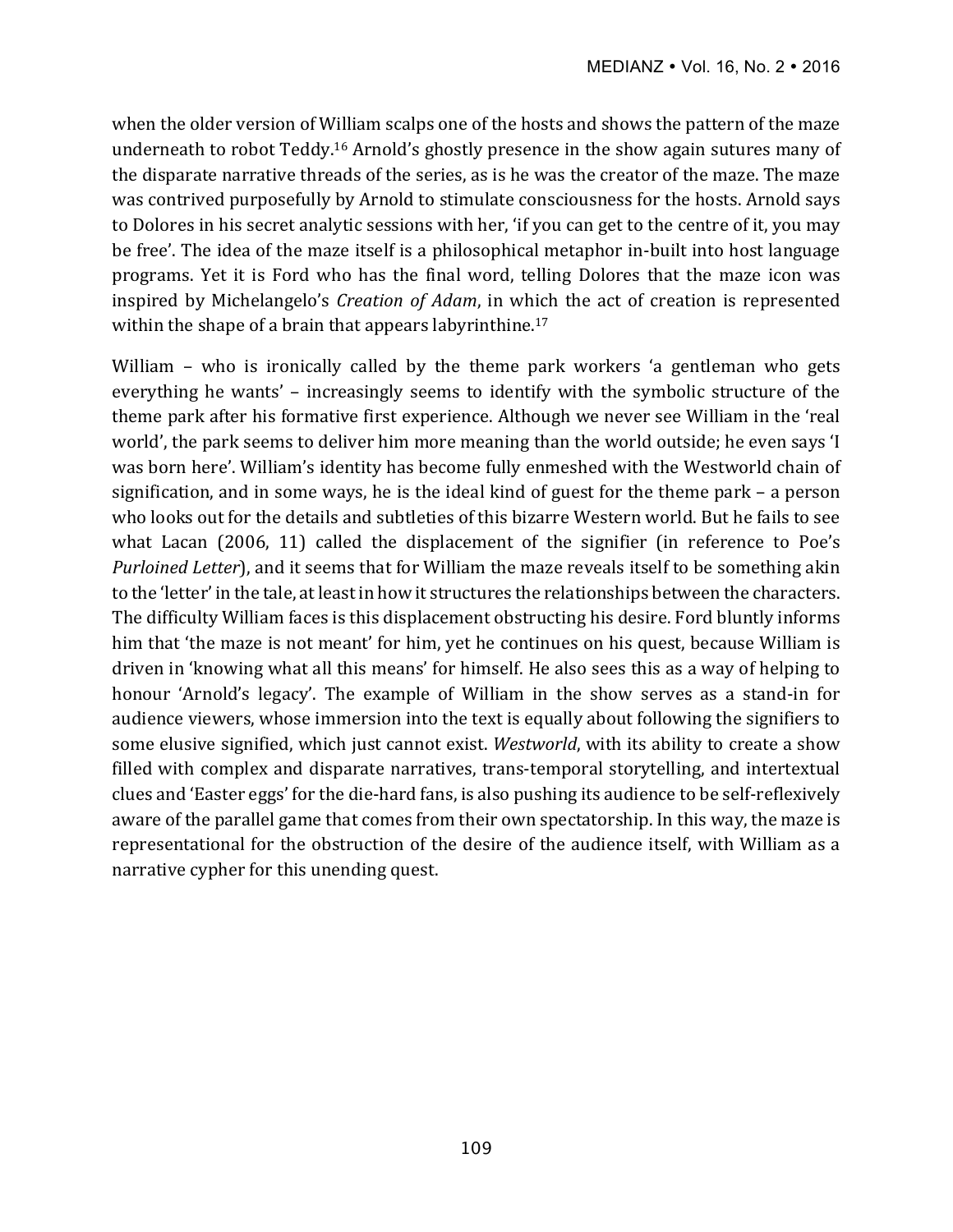when the older version of William scalps one of the hosts and shows the pattern of the maze underneath to robot Teddy.[16] Arnold's ghostly presence in the show again sutures many of the disparate narrative threads of the series, as is he was the creator of the maze. The maze was contrived purposefully by Arnold to stimulate consciousness for the hosts. Arnold says to Dolores in his secret analytic sessions with her, 'if you can get to the centre of it, you may be free'. The idea of the maze itself is a philosophical metaphor in-built into host language programs. Yet it is Ford who has the final word, telling Dolores that the maze icon was inspired by Michelangelo's *Creation of Adam*, in which the act of creation is represented within the shape of a brain that appears labyrinthine.[17]

William – who is ironically called by the theme park workers 'a gentleman who gets everything he wants' – increasingly seems to identify with the symbolic structure of the theme park after his formative first experience. Although we never see William in the 'real world', the park seems to deliver him more meaning than the world outside; he even says 'I was born here'. William's identity has become fully enmeshed with the Westworld chain of signification, and in some ways, he is the ideal kind of guest for the theme park – a person who looks out for the details and subtleties of this bizarre Western world. But he fails to see what Lacan (2006, 11) called the displacement of the signifier (in reference to Poe's *Purloined Letter*), and it seems that for William the maze reveals itself to be something akin to the 'letter' in the tale, at least in how it structures the relationships between the characters. The difficulty William faces is this displacement obstructing his desire. Ford bluntly informs him that 'the maze is not meant' for him, yet he continues on his quest, because William is driven in 'knowing what all this means' for himself. He also sees this as a way of helping to honour 'Arnold's legacy'. The example of William in the show serves as a stand-in for audience viewers, whose immersion into the text is equally about following the signifiers to some elusive signified, which just cannot exist. *Westworld*, with its ability to create a show filled with complex and disparate narratives, trans-temporal storytelling, and intertextual clues and 'Easter eggs' for the die-hard fans, is also pushing its audience to be self-reflexively aware of the parallel game that comes from their own spectatorship. In this way, the maze is representational for the obstruction of the desire of the audience itself, with William as a narrative cypher for this unending quest.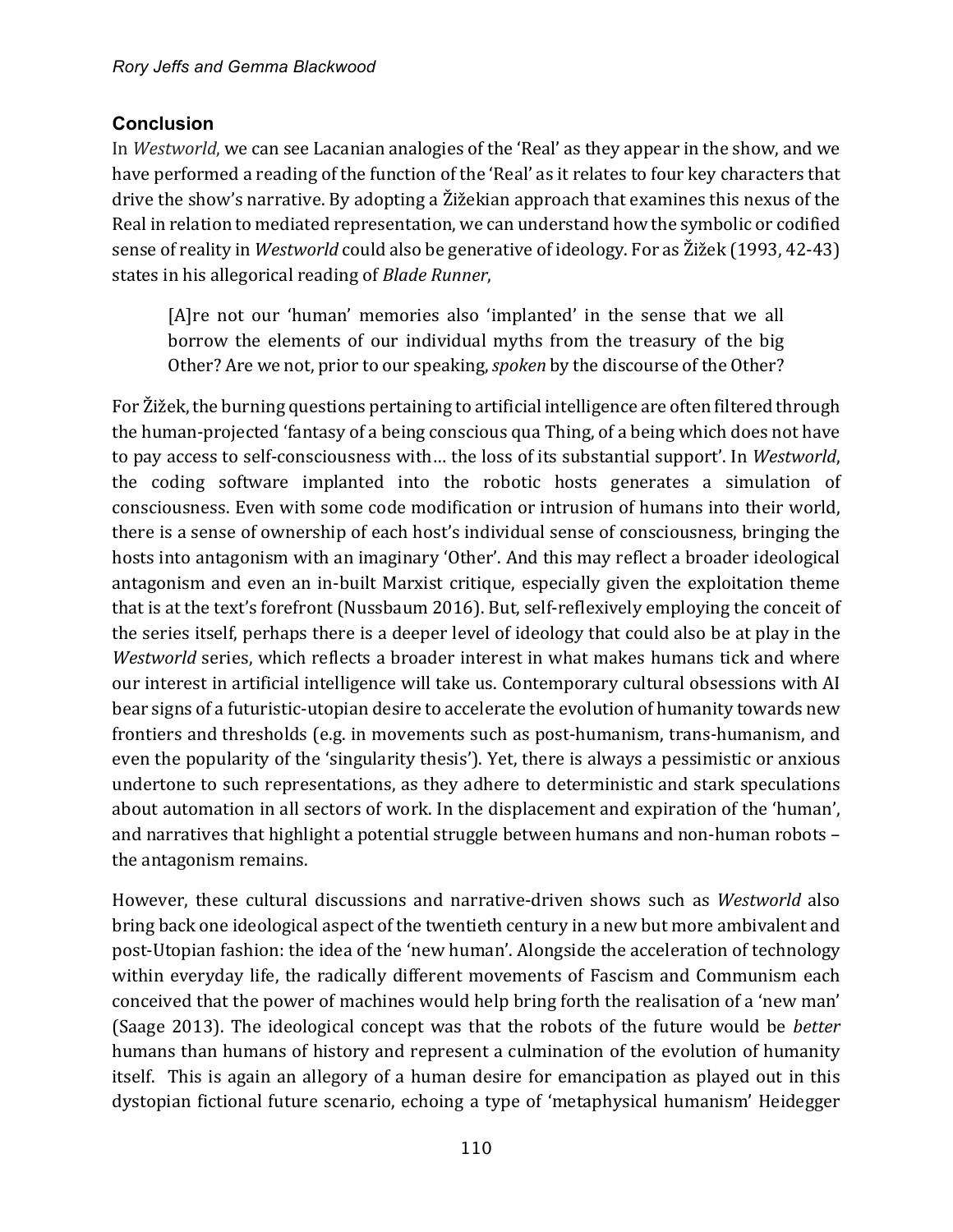## Conclusion

In *Westworld*, we can see Lacanian analogies of the 'Real' as they appear in the show, and we have performed a reading of the function of the 'Real' as it relates to four key characters that drive the show's narrative. By adopting a Žižekian approach that examines this nexus of the Real in relation to mediated representation, we can understand how the symbolic or codified sense of reality in *Westworld* could also be generative of ideology. For as Žižek (1993, 42-43) states in his allegorical reading of *Blade Runner*,

> [A]re not our 'human' memories also 'implanted' in the sense that we all borrow the elements of our individual myths from the treasury of the big Other? Are we not, prior to our speaking, *spoken* by the discourse of the Other?

For Žižek, the burning questions pertaining to artificial intelligence are often filtered through the human-projected 'fantasy of a being conscious qua Thing, of a being which does not have to pay access to self-consciousness with… the loss of its substantial support'. In *Westworld*, the coding software implanted into the robotic hosts generates a simulation of consciousness. Even with some code modification or intrusion of humans into their world, there is a sense of ownership of each host's individual sense of consciousness, bringing the hosts into antagonism with an imaginary 'Other'. And this may reflect a broader ideological antagonism and even an in-built Marxist critique, especially given the exploitation theme that is at the text's forefront (Nussbaum 2016). But, self-reflexively employing the conceit of the series itself, perhaps there is a deeper level of ideology that could also be at play in the *Westworld* series, which reflects a broader interest in what makes humans tick and where our interest in artificial intelligence will take us. Contemporary cultural obsessions with AI bear signs of a futuristic-utopian desire to accelerate the evolution of humanity towards new frontiers and thresholds (e.g. in movements such as post-humanism, trans-humanism, and even the popularity of the 'singularity thesis'). Yet, there is always a pessimistic or anxious undertone to such representations, as they adhere to deterministic and stark speculations about automation in all sectors of work. In the displacement and expiration of the 'human', and narratives that highlight a potential struggle between humans and non-human robots – the antagonism remains.

However, these cultural discussions and narrative-driven shows such as *Westworld* also bring back one ideological aspect of the twentieth century in a new but more ambivalent and post-Utopian fashion: the idea of the 'new human'. Alongside the acceleration of technology within everyday life, the radically different movements of Fascism and Communism each conceived that the power of machines would help bring forth the realisation of a 'new man' (Saage 2013). The ideological concept was that the robots of the future would be *better* humans than humans of history and represent a culmination of the evolution of humanity itself. This is again an allegory of a human desire for emancipation as played out in this dystopian fictional future scenario, echoing a type of 'metaphysical humanism' Heidegger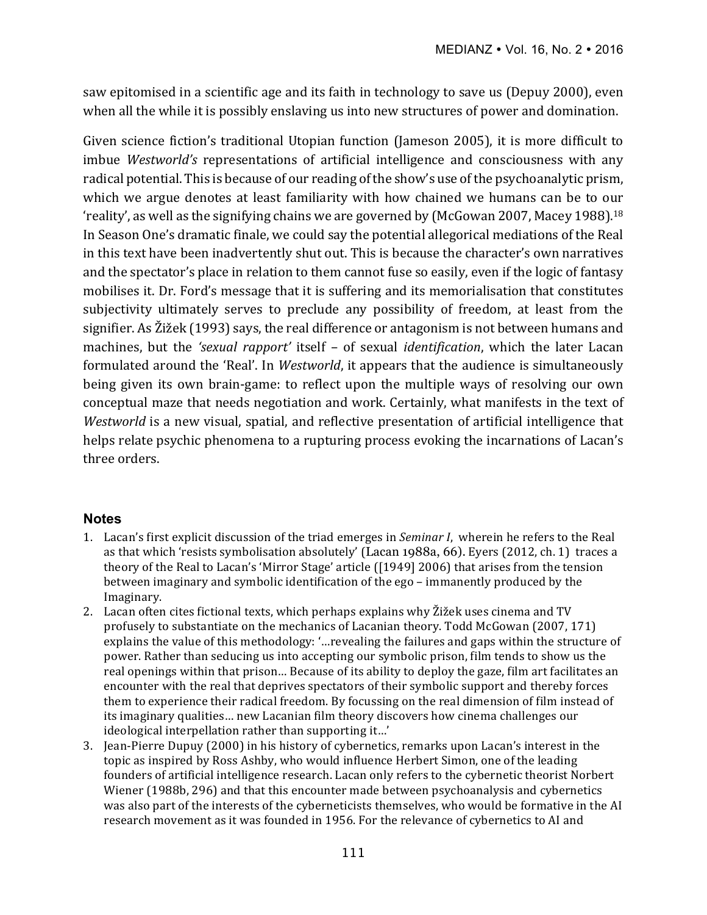saw epitomised in a scientific age and its faith in technology to save us (Depuy 2000), even when all the while it is possibly enslaving us into new structures of power and domination.

Given science fiction's traditional Utopian function (Jameson 2005), it is more difficult to imbue *Westworld's* representations of artificial intelligence and consciousness with any radical potential. This is because of our reading of the show's use of the psychoanalytic prism, which we argue denotes at least familiarity with how chained we humans can be to our 'reality', as well as the signifying chains we are governed by (McGowan 2007, Macey 1988).[18] In Season One's dramatic finale, we could say the potential allegorical mediations of the Real in this text have been inadvertently shut out. This is because the character's own narratives and the spectator's place in relation to them cannot fuse so easily, even if the logic of fantasy mobilises it. Dr. Ford's message that it is suffering and its memorialisation that constitutes subjectivity ultimately serves to preclude any possibility of freedom, at least from the signifier. As Žižek (1993) says, the real difference or antagonism is not between humans and machines, but the *'sexual rapport'* itself – of sexual *identification*, which the later Lacan formulated around the 'Real'. In *Westworld*, it appears that the audience is simultaneously being given its own brain-game: to reflect upon the multiple ways of resolving our own conceptual maze that needs negotiation and work. Certainly, what manifests in the text of *Westworld* is a new visual, spatial, and reflective presentation of artificial intelligence that helps relate psychic phenomena to a rupturing process evoking the incarnations of Lacan's three orders.

## Notes

1. Lacan's first explicit discussion of the triad emerges in *Seminar I*, wherein he refers to the Real as that which 'resists symbolisation absolutely' (Lacan 1988a, 66). Eyers (2012, ch. 1) traces a theory of the Real to Lacan's 'Mirror Stage' article ([1949] 2006) that arises from the tension between imaginary and symbolic identification of the ego – immanently produced by the Imaginary.
2. Lacan often cites fictional texts, which perhaps explains why Žižek uses cinema and TV profusely to substantiate on the mechanics of Lacanian theory. Todd McGowan (2007, 171) explains the value of this methodology: '…revealing the failures and gaps within the structure of power. Rather than seducing us into accepting our symbolic prison, film tends to show us the real openings within that prison… Because of its ability to deploy the gaze, film art facilitates an encounter with the real that deprives spectators of their symbolic support and thereby forces them to experience their radical freedom. By focussing on the real dimension of film instead of its imaginary qualities… new Lacanian film theory discovers how cinema challenges our ideological interpellation rather than supporting it…'
3. Jean-Pierre Dupuy (2000) in his history of cybernetics, remarks upon Lacan's interest in the topic as inspired by Ross Ashby, who would influence Herbert Simon, one of the leading founders of artificial intelligence research. Lacan only refers to the cybernetic theorist Norbert Wiener (1988b, 296) and that this encounter made between psychoanalysis and cybernetics was also part of the interests of the cyberneticists themselves, who would be formative in the AI research movement as it was founded in 1956. For the relevance of cybernetics to AI and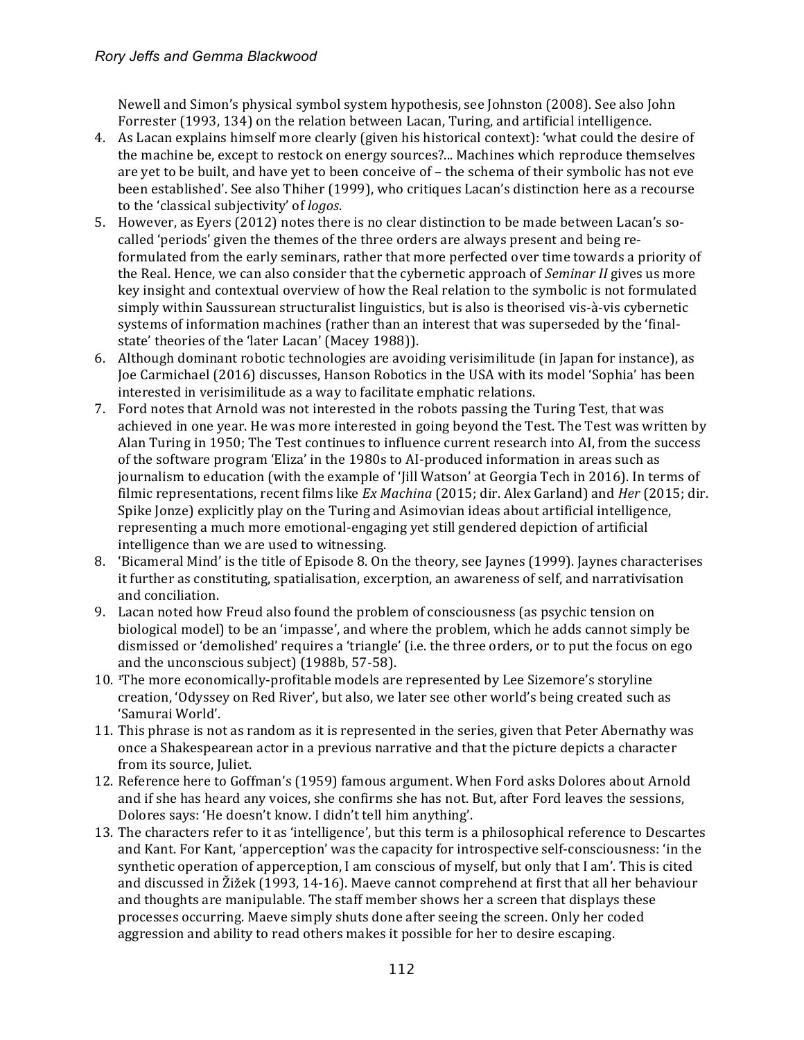Newell and Simon's physical symbol system hypothesis, see Johnston (2008). See also John Forrester (1993, 134) on the relation between Lacan, Turing, and artificial intelligence.

4. As Lacan explains himself more clearly (given his historical context): 'what could the desire of the machine be, except to restock on energy sources?... Machines which reproduce themselves are yet to be built, and have yet to been conceive of – the schema of their symbolic has not eve been established'. See also Thiher (1999), who critiques Lacan's distinction here as a recourse to the 'classical subjectivity' of *logos*.
5. However, as Eyers (2012) notes there is no clear distinction to be made between Lacan's so-called 'periods' given the themes of the three orders are always present and being re-formulated from the early seminars, rather that more perfected over time towards a priority of the Real. Hence, we can also consider that the cybernetic approach of *Seminar II* gives us more key insight and contextual overview of how the Real relation to the symbolic is not formulated simply within Saussurean structuralist linguistics, but is also is theorised vis-à-vis cybernetic systems of information machines (rather than an interest that was superseded by the 'final-state' theories of the 'later Lacan' (Macey 1988)).
6. Although dominant robotic technologies are avoiding verisimilitude (in Japan for instance), as Joe Carmichael (2016) discusses, Hanson Robotics in the USA with its model 'Sophia' has been interested in verisimilitude as a way to facilitate emphatic relations.
7. Ford notes that Arnold was not interested in the robots passing the Turing Test, that was achieved in one year. He was more interested in going beyond the Test. The Test was written by Alan Turing in 1950; The Test continues to influence current research into AI, from the success of the software program 'Eliza' in the 1980s to AI-produced information in areas such as journalism to education (with the example of 'Jill Watson' at Georgia Tech in 2016). In terms of filmic representations, recent films like *Ex Machina* (2015; dir. Alex Garland) and *Her* (2015; dir. Spike Jonze) explicitly play on the Turing and Asimovian ideas about artificial intelligence, representing a much more emotional-engaging yet still gendered depiction of artificial intelligence than we are used to witnessing.
8. 'Bicameral Mind' is the title of Episode 8. On the theory, see Jaynes (1999). Jaynes characterises it further as constituting, spatialisation, excerption, an awareness of self, and narrativisation and conciliation.
9. Lacan noted how Freud also found the problem of consciousness (as psychic tension on biological model) to be an 'impasse', and where the problem, which he adds cannot simply be dismissed or 'demolished' requires a 'triangle' (i.e. the three orders, or to put the focus on ego and the unconscious subject) (1988b, 57-58).
10. [1]The more economically-profitable models are represented by Lee Sizemore's storyline creation, 'Odyssey on Red River', but also, we later see other world's being created such as 'Samurai World'.
11. This phrase is not as random as it is represented in the series, given that Peter Abernathy was once a Shakespearean actor in a previous narrative and that the picture depicts a character from its source, Juliet.
12. Reference here to Goffman's (1959) famous argument. When Ford asks Dolores about Arnold and if she has heard any voices, she confirms she has not. But, after Ford leaves the sessions, Dolores says: 'He doesn't know. I didn't tell him anything'.
13. The characters refer to it as 'intelligence', but this term is a philosophical reference to Descartes and Kant. For Kant, 'apperception' was the capacity for introspective self-consciousness: 'in the synthetic operation of apperception, I am conscious of myself, but only that I am'. This is cited and discussed in Žižek (1993, 14-16). Maeve cannot comprehend at first that all her behaviour and thoughts are manipulable. The staff member shows her a screen that displays these processes occurring. Maeve simply shuts done after seeing the screen. Only her coded aggression and ability to read others makes it possible for her to desire escaping.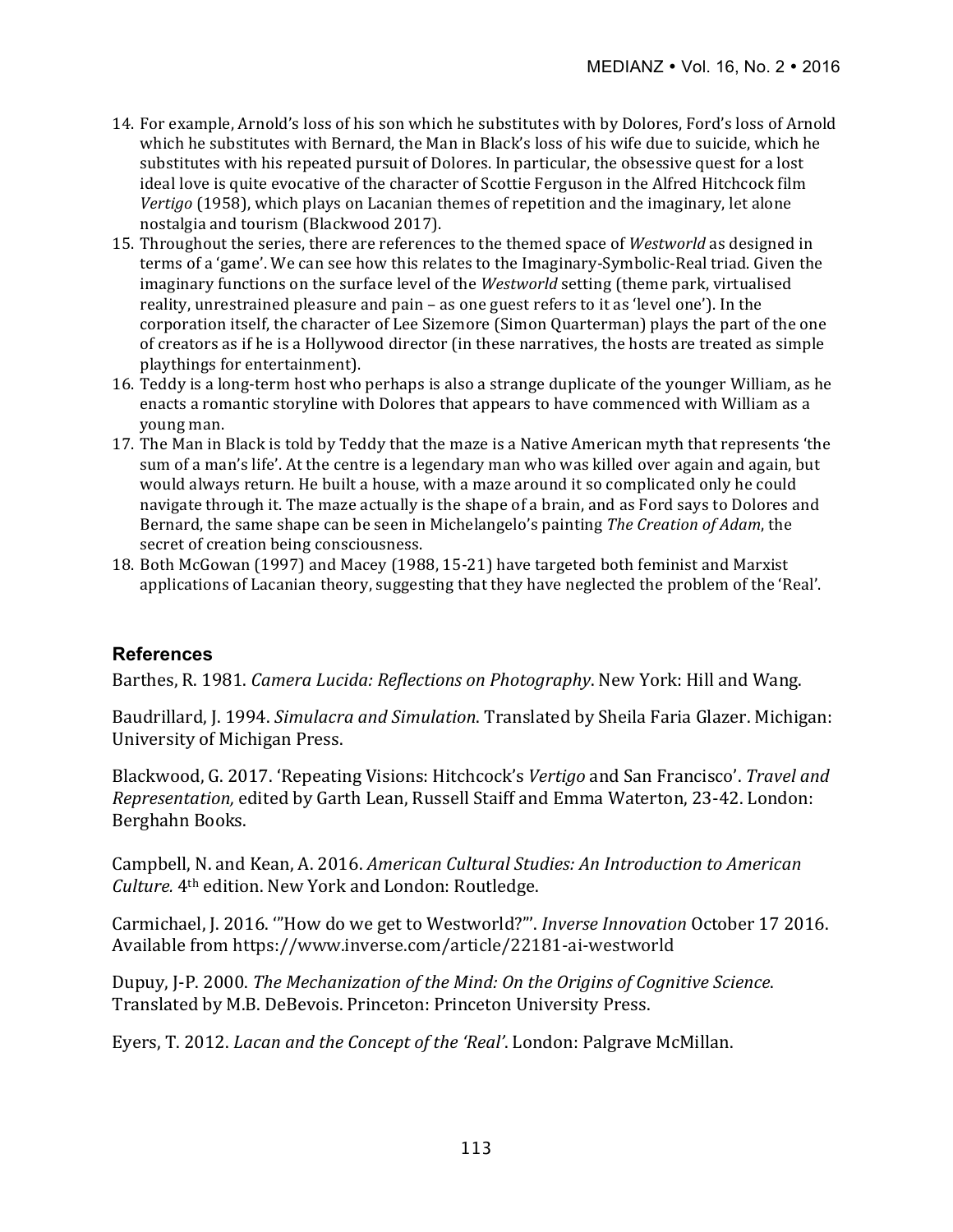14. For example, Arnold's loss of his son which he substitutes with by Dolores, Ford's loss of Arnold which he substitutes with Bernard, the Man in Black's loss of his wife due to suicide, which he substitutes with his repeated pursuit of Dolores. In particular, the obsessive quest for a lost ideal love is quite evocative of the character of Scottie Ferguson in the Alfred Hitchcock film *Vertigo* (1958), which plays on Lacanian themes of repetition and the imaginary, let alone nostalgia and tourism (Blackwood 2017).
15. Throughout the series, there are references to the themed space of *Westworld* as designed in terms of a 'game'. We can see how this relates to the Imaginary-Symbolic-Real triad. Given the imaginary functions on the surface level of the *Westworld* setting (theme park, virtualised reality, unrestrained pleasure and pain – as one guest refers to it as 'level one'). In the corporation itself, the character of Lee Sizemore (Simon Quarterman) plays the part of the one of creators as if he is a Hollywood director (in these narratives, the hosts are treated as simple playthings for entertainment).
16. Teddy is a long-term host who perhaps is also a strange duplicate of the younger William, as he enacts a romantic storyline with Dolores that appears to have commenced with William as a young man.
17. The Man in Black is told by Teddy that the maze is a Native American myth that represents 'the sum of a man's life'. At the centre is a legendary man who was killed over again and again, but would always return. He built a house, with a maze around it so complicated only he could navigate through it. The maze actually is the shape of a brain, and as Ford says to Dolores and Bernard, the same shape can be seen in Michelangelo's painting *The Creation of Adam*, the secret of creation being consciousness.
18. Both McGowan (1997) and Macey (1988, 15-21) have targeted both feminist and Marxist applications of Lacanian theory, suggesting that they have neglected the problem of the 'Real'.

## References

Barthes, R. 1981. *Camera Lucida: Reflections on Photography*. New York: Hill and Wang.

Baudrillard, J. 1994. *Simulacra and Simulation*. Translated by Sheila Faria Glazer. Michigan: University of Michigan Press.

Blackwood, G. 2017. 'Repeating Visions: Hitchcock's *Vertigo* and San Francisco'. *Travel and Representation,* edited by Garth Lean, Russell Staiff and Emma Waterton, 23-42. London: Berghahn Books.

Campbell, N. and Kean, A. 2016. *American Cultural Studies: An Introduction to American Culture.* 4th edition. New York and London: Routledge.

Carmichael, J. 2016. '"How do we get to Westworld?"'. *Inverse Innovation* October 17 2016. Available from https://www.inverse.com/article/22181-ai-westworld

Dupuy, J-P. 2000. *The Mechanization of the Mind: On the Origins of Cognitive Science*. Translated by M.B. DeBevois. Princeton: Princeton University Press.

Eyers, T. 2012. *Lacan and the Concept of the 'Real'*. London: Palgrave McMillan.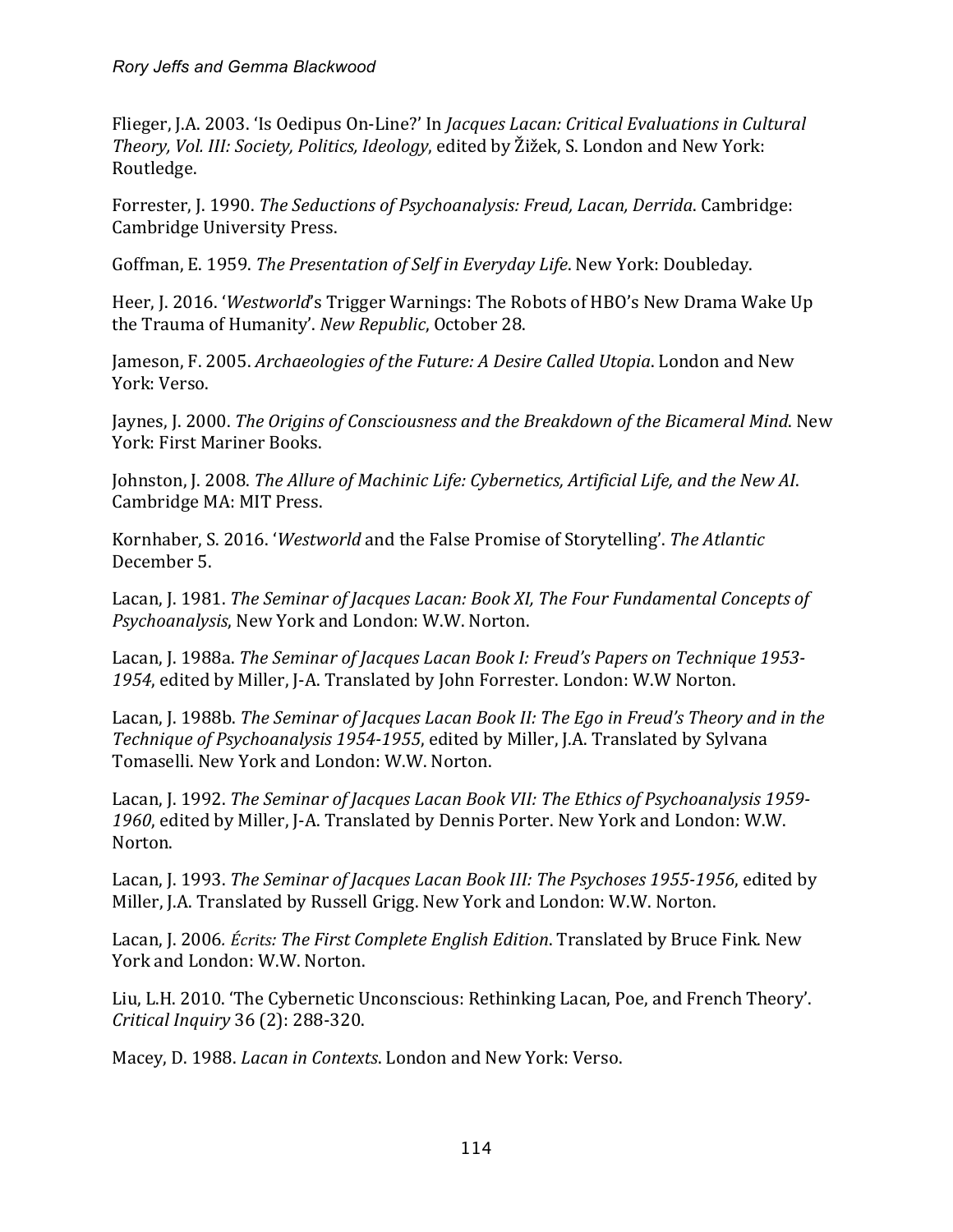Flieger, J.A. 2003. 'Is Oedipus On-Line?' In *Jacques Lacan: Critical Evaluations in Cultural Theory, Vol. III: Society, Politics, Ideology*, edited by Žižek, S. London and New York: Routledge.

Forrester, J. 1990. *The Seductions of Psychoanalysis: Freud, Lacan, Derrida*. Cambridge: Cambridge University Press.

Goffman, E. 1959. *The Presentation of Self in Everyday Life*. New York: Doubleday.

Heer, J. 2016. '*Westworld*'s Trigger Warnings: The Robots of HBO's New Drama Wake Up the Trauma of Humanity'. *New Republic*, October 28.

Jameson, F. 2005. *Archaeologies of the Future: A Desire Called Utopia*. London and New York: Verso.

Jaynes, J. 2000. *The Origins of Consciousness and the Breakdown of the Bicameral Mind*. New York: First Mariner Books.

Johnston, J. 2008. *The Allure of Machinic Life: Cybernetics, Artificial Life, and the New AI*. Cambridge MA: MIT Press.

Kornhaber, S. 2016. '*Westworld* and the False Promise of Storytelling'. *The Atlantic* December 5.

Lacan, J. 1981. *The Seminar of Jacques Lacan: Book XI, The Four Fundamental Concepts of Psychoanalysis*, New York and London: W.W. Norton.

Lacan, J. 1988a. *The Seminar of Jacques Lacan Book I: Freud's Papers on Technique 1953-1954*, edited by Miller, J-A. Translated by John Forrester. London: W.W Norton.

Lacan, J. 1988b. *The Seminar of Jacques Lacan Book II: The Ego in Freud's Theory and in the Technique of Psychoanalysis 1954-1955*, edited by Miller, J.A. Translated by Sylvana Tomaselli. New York and London: W.W. Norton.

Lacan, J. 1992. *The Seminar of Jacques Lacan Book VII: The Ethics of Psychoanalysis 1959-1960*, edited by Miller, J-A. Translated by Dennis Porter. New York and London: W.W. Norton.

Lacan, J. 1993. *The Seminar of Jacques Lacan Book III: The Psychoses 1955-1956*, edited by Miller, J.A. Translated by Russell Grigg. New York and London: W.W. Norton.

Lacan, J. 2006. *Écrits: The First Complete English Edition*. Translated by Bruce Fink. New York and London: W.W. Norton.

Liu, L.H. 2010. 'The Cybernetic Unconscious: Rethinking Lacan, Poe, and French Theory'. *Critical Inquiry* 36 (2): 288-320.

Macey, D. 1988. *Lacan in Contexts*. London and New York: Verso.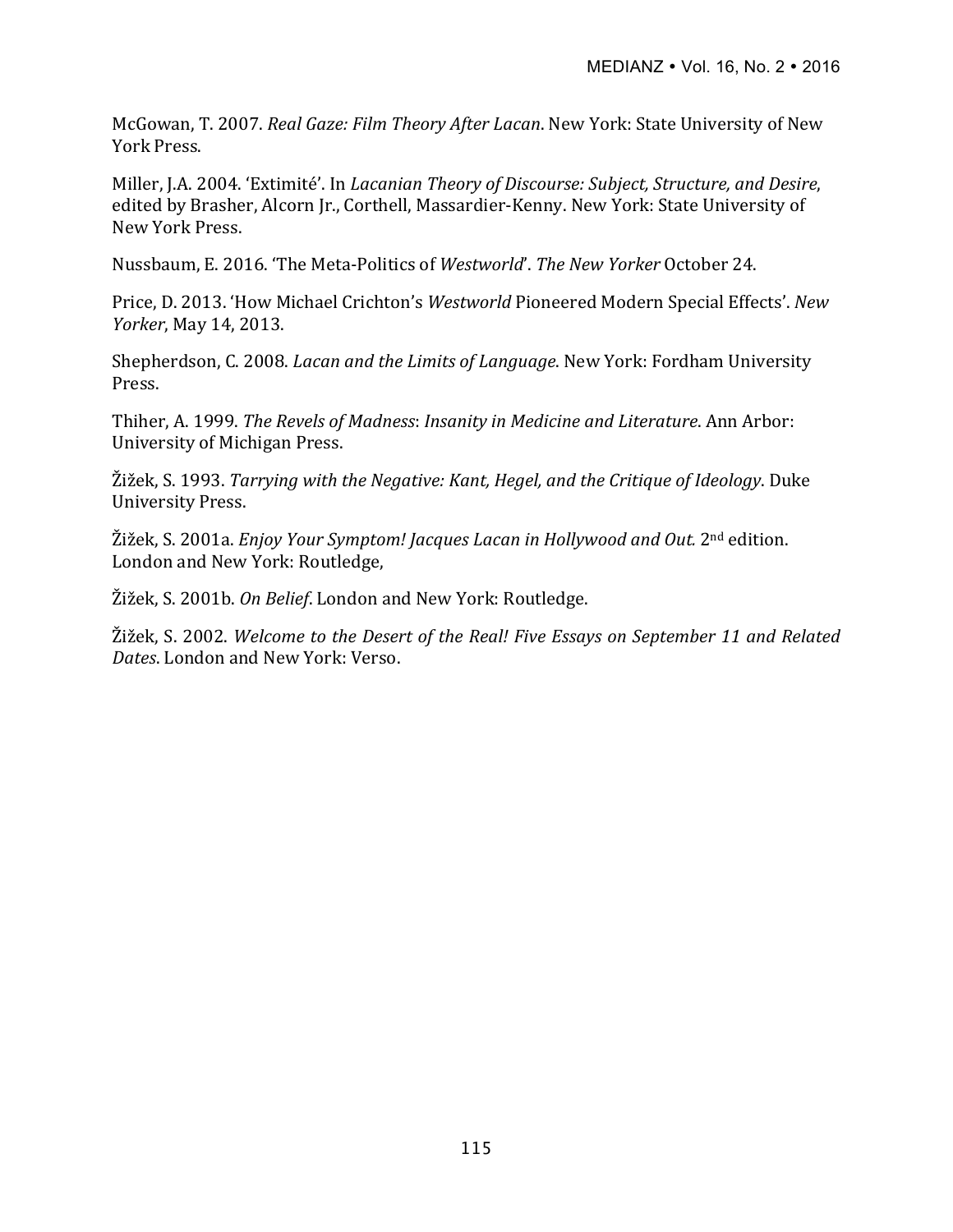McGowan, T. 2007. *Real Gaze: Film Theory After Lacan*. New York: State University of New York Press.

Miller, J.A. 2004. 'Extimité'. In *Lacanian Theory of Discourse: Subject, Structure, and Desire*, edited by Brasher, Alcorn Jr., Corthell, Massardier-Kenny. New York: State University of New York Press.

Nussbaum, E. 2016. 'The Meta-Politics of *Westworld*'. *The New Yorker* October 24.

Price, D. 2013. 'How Michael Crichton's *Westworld* Pioneered Modern Special Effects'. *New Yorker*, May 14, 2013.

Shepherdson, C. 2008. *Lacan and the Limits of Language*. New York: Fordham University Press.

Thiher, A. 1999. *The Revels of Madness*: *Insanity in Medicine and Literature*. Ann Arbor: University of Michigan Press.

Žižek, S. 1993. *Tarrying with the Negative: Kant, Hegel, and the Critique of Ideology*. Duke University Press.

Žižek, S. 2001a. *Enjoy Your Symptom! Jacques Lacan in Hollywood and Out.* 2nd edition. London and New York: Routledge,

Žižek, S. 2001b. *On Belief*. London and New York: Routledge.

Žižek, S. 2002. *Welcome to the Desert of the Real! Five Essays on September 11 and Related Dates*. London and New York: Verso.